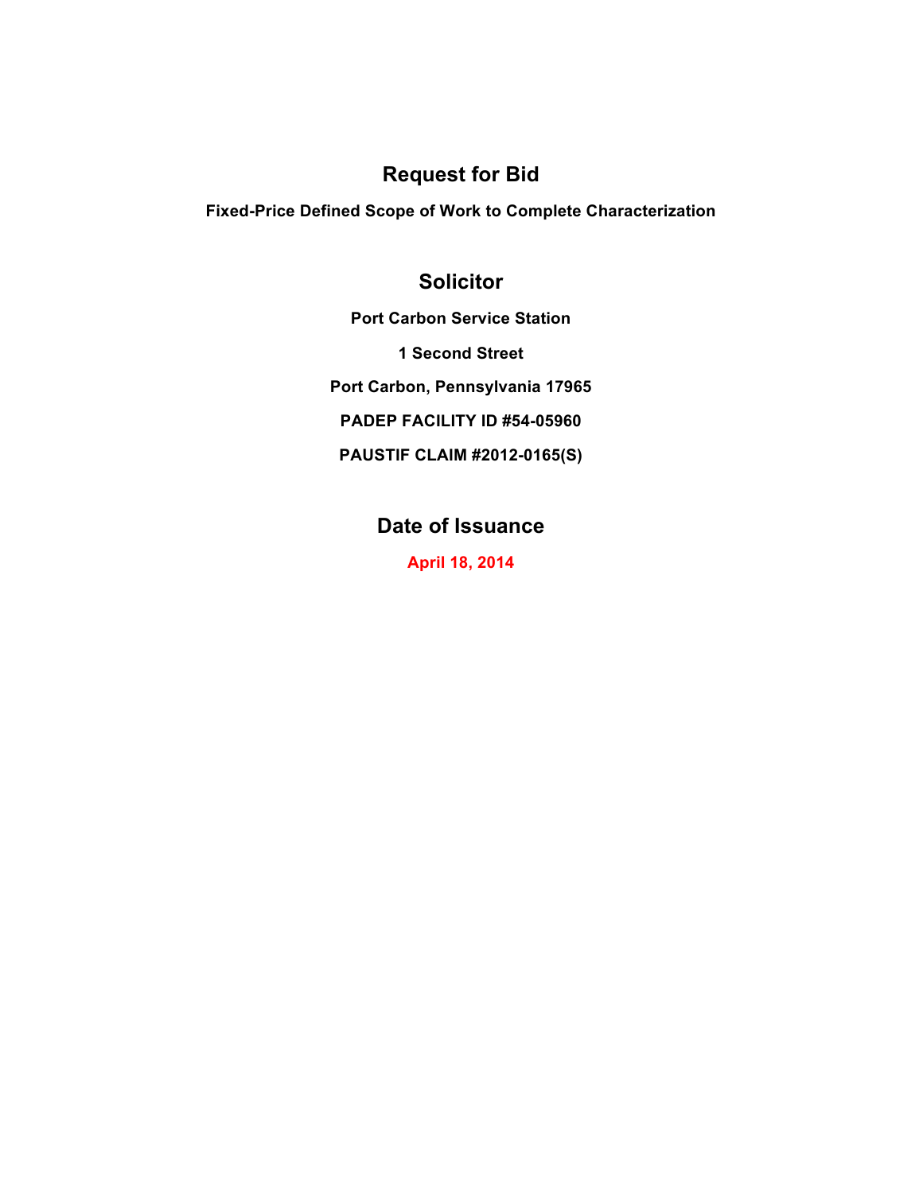# Request for Bid

**Fixed-Price Defined Scope of Work to Complete Characterization**

## Solicitor

**Port Carbon Service Station**

**1 Second Street**

**Port Carbon, Pennsylvania 17965**

**PADEP FACILITY ID #54-05960**

**PAUSTIF CLAIM #2012-0165(S)**

## Date of Issuance

**April 18, 2014**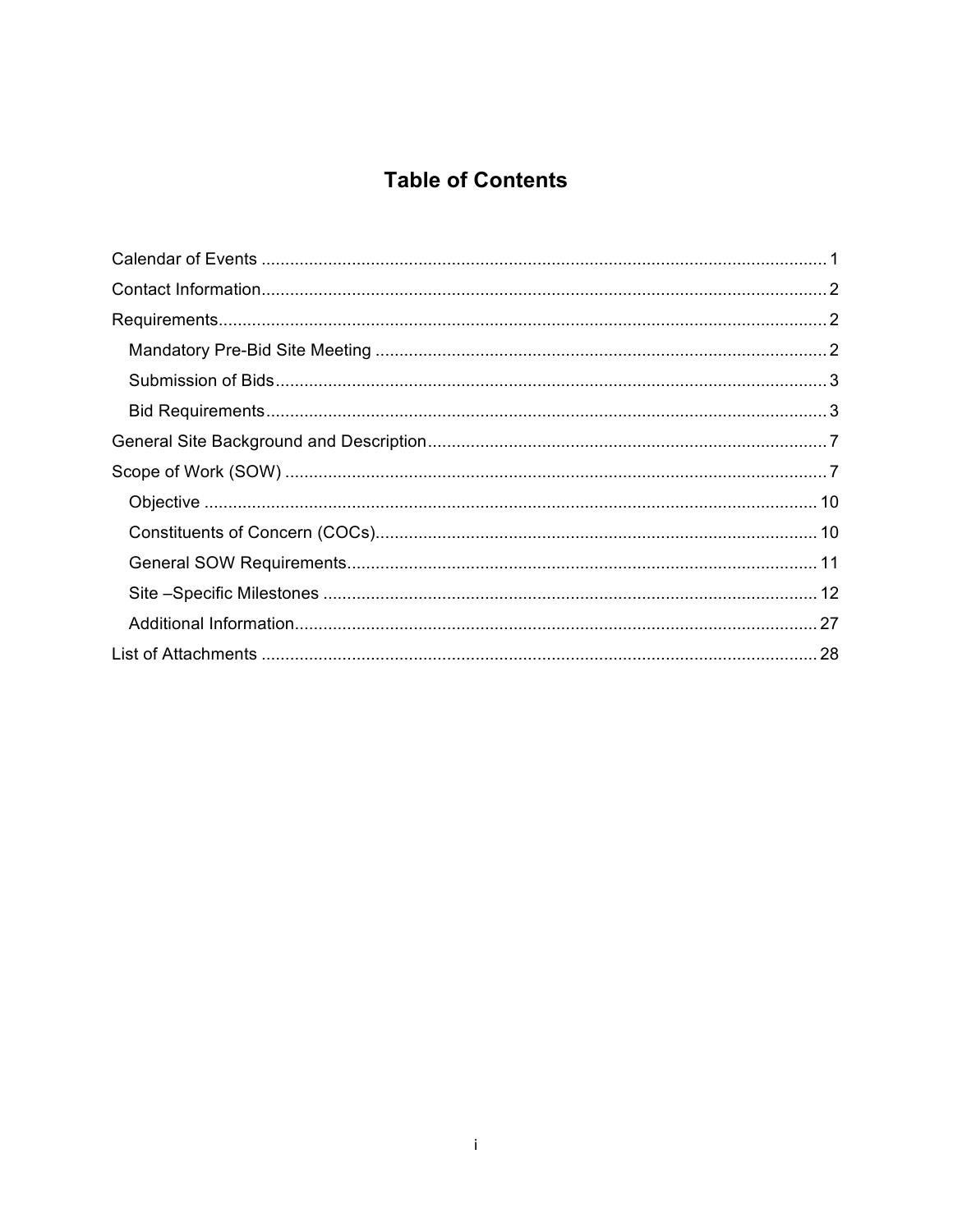# Table of Contents

Calendar of Events ..................................................................................................................... 1

Contact Information..................................................................................................................... 2

Requirements.............................................................................................................................. 2

- Mandatory Pre-Bid Site Meeting .............................................................................................. 2
- Submission of Bids.................................................................................................................. 3
- Bid Requirements.................................................................................................................... 3

General Site Background and Description.................................................................................... 7

Scope of Work (SOW) ................................................................................................................. 7

- Objective ................................................................................................................................ 10
- Constituents of Concern (COCs)............................................................................................ 10
- General SOW Requirements.................................................................................................. 11
- Site –Specific Milestones ....................................................................................................... 12
- Additional Information............................................................................................................. 27

List of Attachments .................................................................................................................... 28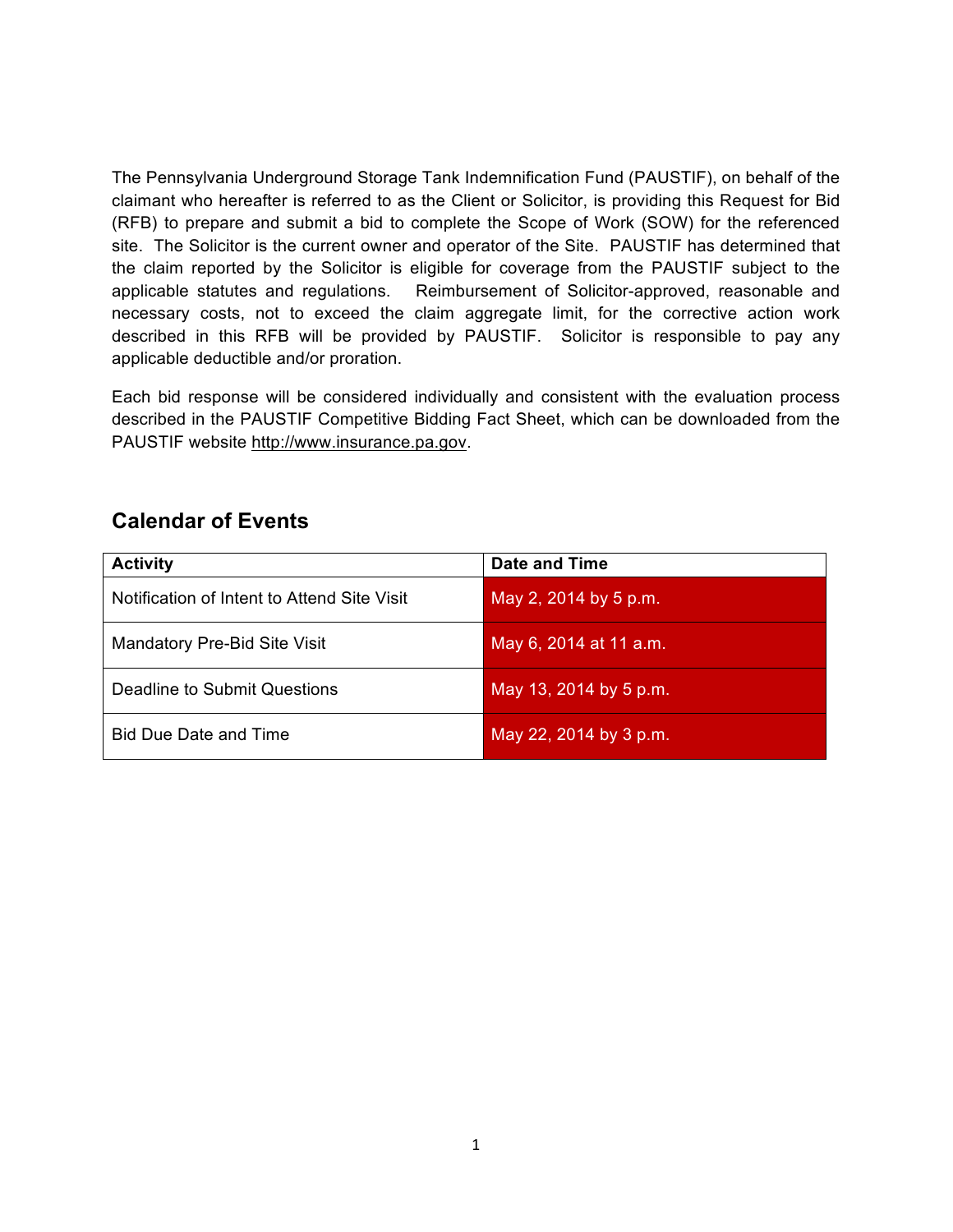The Pennsylvania Underground Storage Tank Indemnification Fund (PAUSTIF), on behalf of the claimant who hereafter is referred to as the Client or Solicitor, is providing this Request for Bid (RFB) to prepare and submit a bid to complete the Scope of Work (SOW) for the referenced site. The Solicitor is the current owner and operator of the Site. PAUSTIF has determined that the claim reported by the Solicitor is eligible for coverage from the PAUSTIF subject to the applicable statutes and regulations. Reimbursement of Solicitor-approved, reasonable and necessary costs, not to exceed the claim aggregate limit, for the corrective action work described in this RFB will be provided by PAUSTIF. Solicitor is responsible to pay any applicable deductible and/or proration.

Each bid response will be considered individually and consistent with the evaluation process described in the PAUSTIF Competitive Bidding Fact Sheet, which can be downloaded from the PAUSTIF website http://www.insurance.pa.gov.

## Calendar of Events

| Activity | Date and Time |
|---|---|
| Notification of Intent to Attend Site Visit | May 2, 2014 by 5 p.m. |
| Mandatory Pre-Bid Site Visit | May 6, 2014 at 11 a.m. |
| Deadline to Submit Questions | May 13, 2014 by 5 p.m. |
| Bid Due Date and Time | May 22, 2014 by 3 p.m. |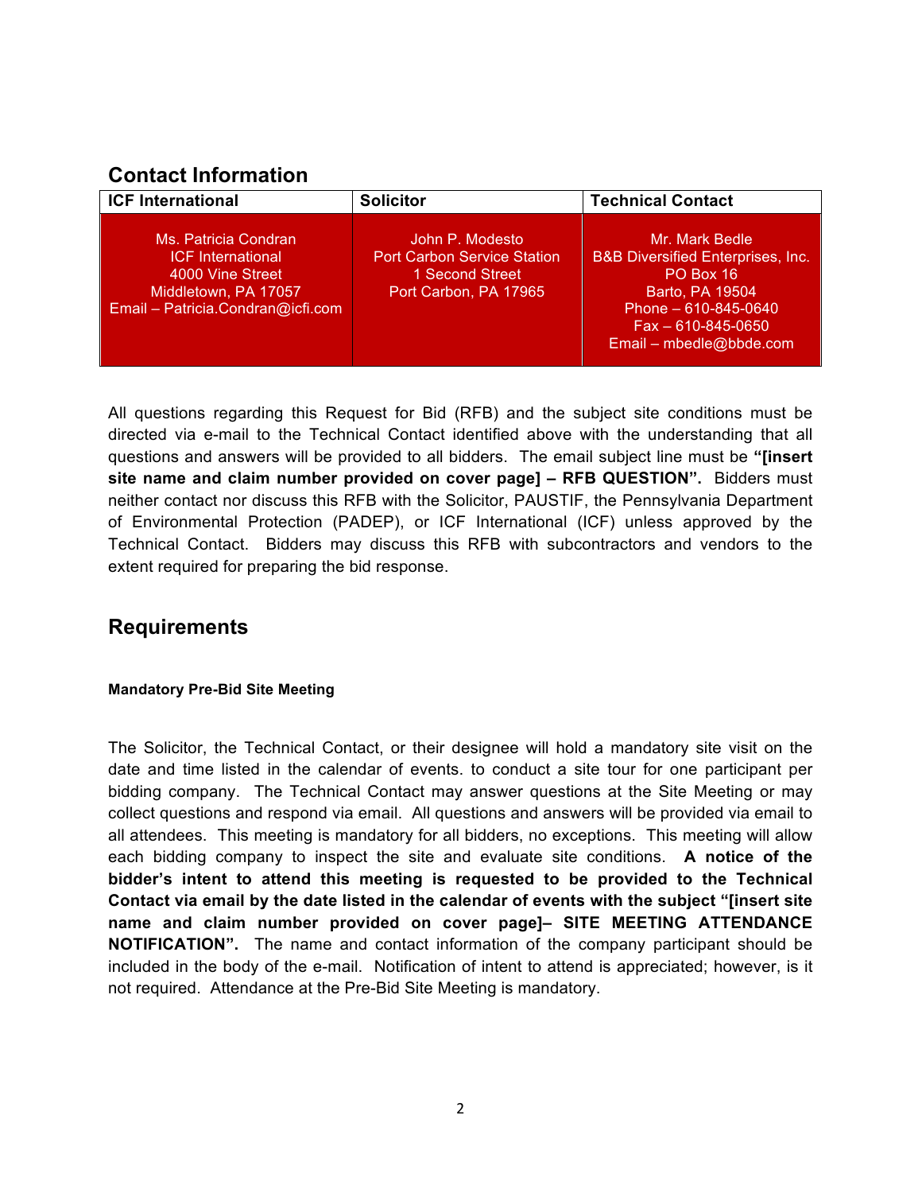## Contact Information

| ICF International | Solicitor | Technical Contact |
| --- | --- | --- |
| Ms. Patricia Condran<br>ICF International<br>4000 Vine Street<br>Middletown, PA 17057<br>Email – Patricia.Condran@icfi.com | John P. Modesto<br>Port Carbon Service Station<br>1 Second Street<br>Port Carbon, PA 17965 | Mr. Mark Bedle<br>B&B Diversified Enterprises, Inc.<br>PO Box 16<br>Barto, PA 19504<br>Phone – 610-845-0640<br>Fax – 610-845-0650<br>Email – mbedle@bbde.com |

All questions regarding this Request for Bid (RFB) and the subject site conditions must be directed via e-mail to the Technical Contact identified above with the understanding that all questions and answers will be provided to all bidders. The email subject line must be **"[insert site name and claim number provided on cover page] – RFB QUESTION".** Bidders must neither contact nor discuss this RFB with the Solicitor, PAUSTIF, the Pennsylvania Department of Environmental Protection (PADEP), or ICF International (ICF) unless approved by the Technical Contact. Bidders may discuss this RFB with subcontractors and vendors to the extent required for preparing the bid response.

## Requirements

#### Mandatory Pre-Bid Site Meeting

The Solicitor, the Technical Contact, or their designee will hold a mandatory site visit on the date and time listed in the calendar of events. to conduct a site tour for one participant per bidding company. The Technical Contact may answer questions at the Site Meeting or may collect questions and respond via email. All questions and answers will be provided via email to all attendees. This meeting is mandatory for all bidders, no exceptions. This meeting will allow each bidding company to inspect the site and evaluate site conditions. **A notice of the bidder's intent to attend this meeting is requested to be provided to the Technical Contact via email by the date listed in the calendar of events with the subject "[insert site name and claim number provided on cover page]– SITE MEETING ATTENDANCE NOTIFICATION".** The name and contact information of the company participant should be included in the body of the e-mail. Notification of intent to attend is appreciated; however, is it not required. Attendance at the Pre-Bid Site Meeting is mandatory.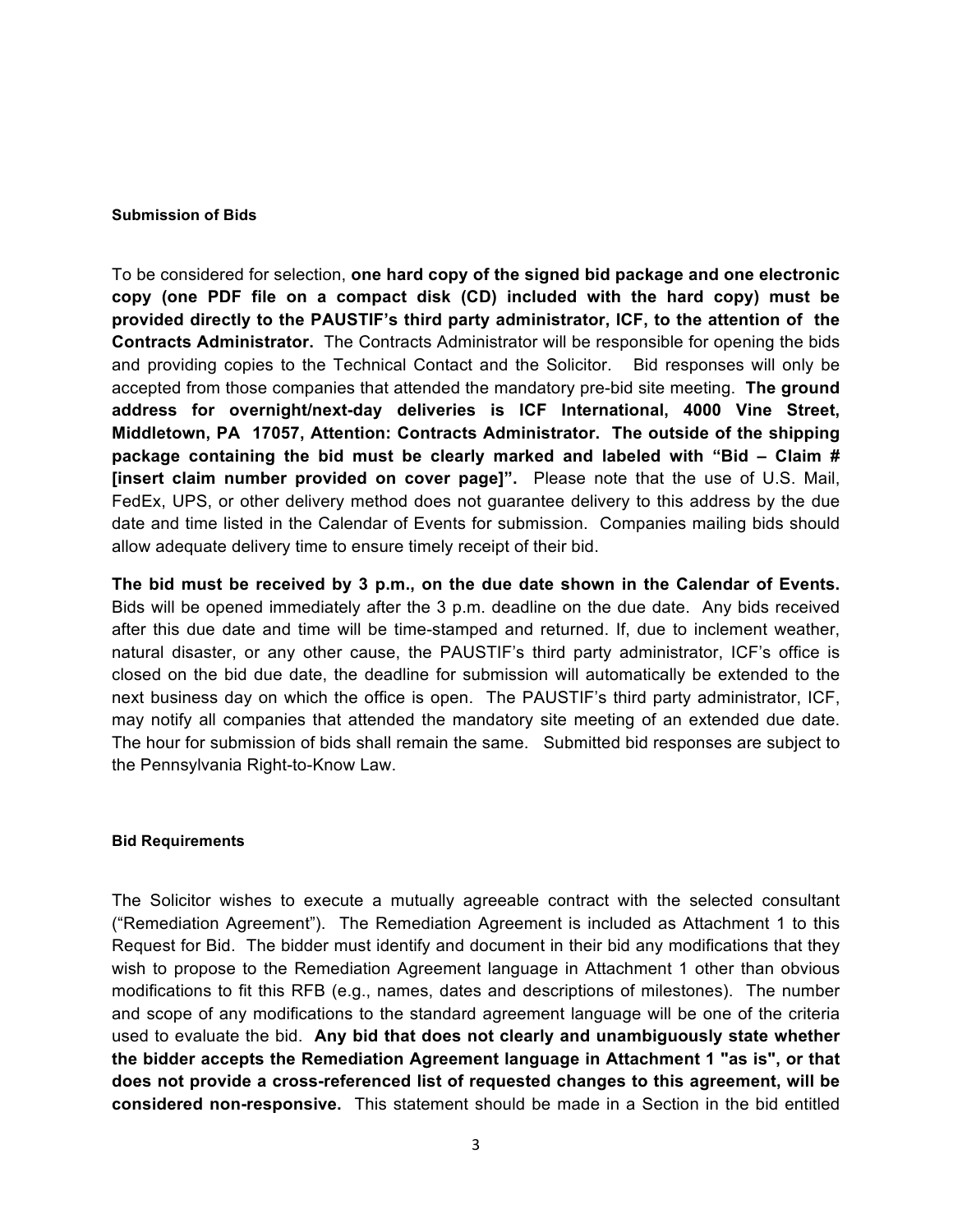#### Submission of Bids

To be considered for selection, **one hard copy of the signed bid package and one electronic copy (one PDF file on a compact disk (CD) included with the hard copy) must be provided directly to the PAUSTIF's third party administrator, ICF, to the attention of the Contracts Administrator.** The Contracts Administrator will be responsible for opening the bids and providing copies to the Technical Contact and the Solicitor. Bid responses will only be accepted from those companies that attended the mandatory pre-bid site meeting. **The ground address for overnight/next-day deliveries is ICF International, 4000 Vine Street, Middletown, PA 17057, Attention: Contracts Administrator. The outside of the shipping package containing the bid must be clearly marked and labeled with "Bid – Claim # [insert claim number provided on cover page]".** Please note that the use of U.S. Mail, FedEx, UPS, or other delivery method does not guarantee delivery to this address by the due date and time listed in the Calendar of Events for submission. Companies mailing bids should allow adequate delivery time to ensure timely receipt of their bid.

**The bid must be received by 3 p.m., on the due date shown in the Calendar of Events.** Bids will be opened immediately after the 3 p.m. deadline on the due date. Any bids received after this due date and time will be time-stamped and returned. If, due to inclement weather, natural disaster, or any other cause, the PAUSTIF's third party administrator, ICF's office is closed on the bid due date, the deadline for submission will automatically be extended to the next business day on which the office is open. The PAUSTIF's third party administrator, ICF, may notify all companies that attended the mandatory site meeting of an extended due date. The hour for submission of bids shall remain the same. Submitted bid responses are subject to the Pennsylvania Right-to-Know Law.

#### Bid Requirements

The Solicitor wishes to execute a mutually agreeable contract with the selected consultant ("Remediation Agreement"). The Remediation Agreement is included as Attachment 1 to this Request for Bid. The bidder must identify and document in their bid any modifications that they wish to propose to the Remediation Agreement language in Attachment 1 other than obvious modifications to fit this RFB (e.g., names, dates and descriptions of milestones). The number and scope of any modifications to the standard agreement language will be one of the criteria used to evaluate the bid. **Any bid that does not clearly and unambiguously state whether the bidder accepts the Remediation Agreement language in Attachment 1 "as is", or that does not provide a cross-referenced list of requested changes to this agreement, will be considered non-responsive.** This statement should be made in a Section in the bid entitled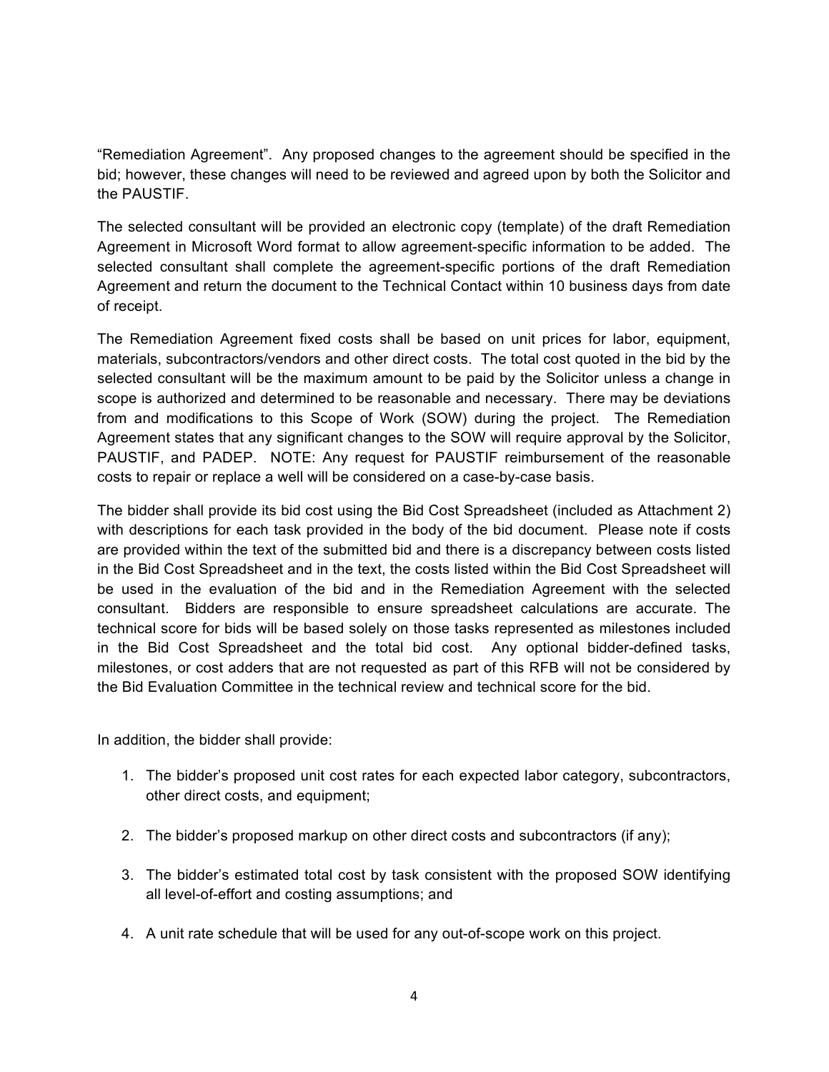"Remediation Agreement". Any proposed changes to the agreement should be specified in the bid; however, these changes will need to be reviewed and agreed upon by both the Solicitor and the PAUSTIF.

The selected consultant will be provided an electronic copy (template) of the draft Remediation Agreement in Microsoft Word format to allow agreement-specific information to be added. The selected consultant shall complete the agreement-specific portions of the draft Remediation Agreement and return the document to the Technical Contact within 10 business days from date of receipt.

The Remediation Agreement fixed costs shall be based on unit prices for labor, equipment, materials, subcontractors/vendors and other direct costs. The total cost quoted in the bid by the selected consultant will be the maximum amount to be paid by the Solicitor unless a change in scope is authorized and determined to be reasonable and necessary. There may be deviations from and modifications to this Scope of Work (SOW) during the project. The Remediation Agreement states that any significant changes to the SOW will require approval by the Solicitor, PAUSTIF, and PADEP. NOTE: Any request for PAUSTIF reimbursement of the reasonable costs to repair or replace a well will be considered on a case-by-case basis.

The bidder shall provide its bid cost using the Bid Cost Spreadsheet (included as Attachment 2) with descriptions for each task provided in the body of the bid document. Please note if costs are provided within the text of the submitted bid and there is a discrepancy between costs listed in the Bid Cost Spreadsheet and in the text, the costs listed within the Bid Cost Spreadsheet will be used in the evaluation of the bid and in the Remediation Agreement with the selected consultant. Bidders are responsible to ensure spreadsheet calculations are accurate. The technical score for bids will be based solely on those tasks represented as milestones included in the Bid Cost Spreadsheet and the total bid cost. Any optional bidder-defined tasks, milestones, or cost adders that are not requested as part of this RFB will not be considered by the Bid Evaluation Committee in the technical review and technical score for the bid.

In addition, the bidder shall provide:

1. The bidder's proposed unit cost rates for each expected labor category, subcontractors, other direct costs, and equipment;

2. The bidder's proposed markup on other direct costs and subcontractors (if any);

3. The bidder's estimated total cost by task consistent with the proposed SOW identifying all level-of-effort and costing assumptions; and

4. A unit rate schedule that will be used for any out-of-scope work on this project.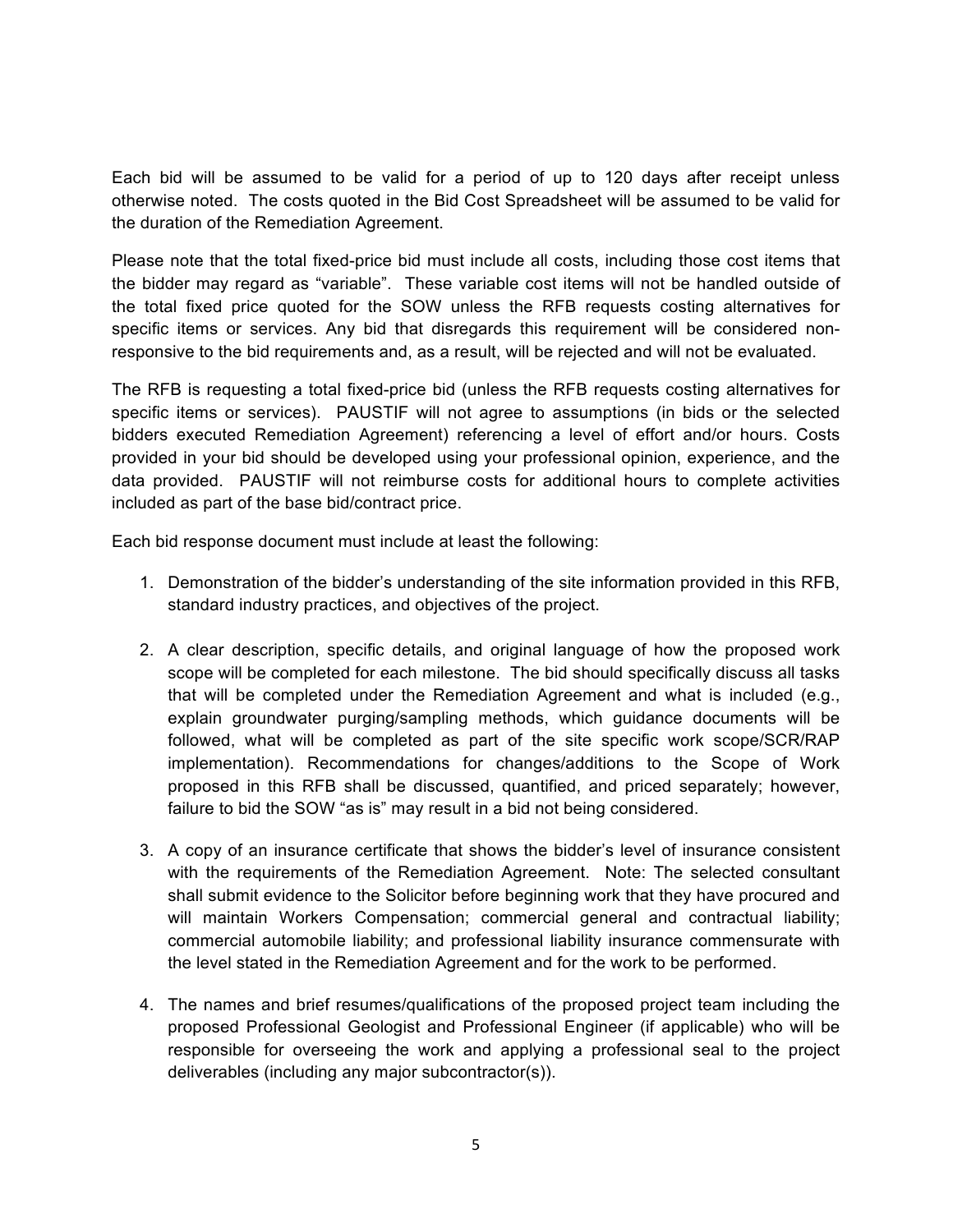Each bid will be assumed to be valid for a period of up to 120 days after receipt unless otherwise noted. The costs quoted in the Bid Cost Spreadsheet will be assumed to be valid for the duration of the Remediation Agreement.

Please note that the total fixed-price bid must include all costs, including those cost items that the bidder may regard as "variable". These variable cost items will not be handled outside of the total fixed price quoted for the SOW unless the RFB requests costing alternatives for specific items or services. Any bid that disregards this requirement will be considered non-responsive to the bid requirements and, as a result, will be rejected and will not be evaluated.

The RFB is requesting a total fixed-price bid (unless the RFB requests costing alternatives for specific items or services). PAUSTIF will not agree to assumptions (in bids or the selected bidders executed Remediation Agreement) referencing a level of effort and/or hours. Costs provided in your bid should be developed using your professional opinion, experience, and the data provided. PAUSTIF will not reimburse costs for additional hours to complete activities included as part of the base bid/contract price.

Each bid response document must include at least the following:

1. Demonstration of the bidder's understanding of the site information provided in this RFB, standard industry practices, and objectives of the project.

2. A clear description, specific details, and original language of how the proposed work scope will be completed for each milestone. The bid should specifically discuss all tasks that will be completed under the Remediation Agreement and what is included (e.g., explain groundwater purging/sampling methods, which guidance documents will be followed, what will be completed as part of the site specific work scope/SCR/RAP implementation). Recommendations for changes/additions to the Scope of Work proposed in this RFB shall be discussed, quantified, and priced separately; however, failure to bid the SOW "as is" may result in a bid not being considered.

3. A copy of an insurance certificate that shows the bidder's level of insurance consistent with the requirements of the Remediation Agreement. Note: The selected consultant shall submit evidence to the Solicitor before beginning work that they have procured and will maintain Workers Compensation; commercial general and contractual liability; commercial automobile liability; and professional liability insurance commensurate with the level stated in the Remediation Agreement and for the work to be performed.

4. The names and brief resumes/qualifications of the proposed project team including the proposed Professional Geologist and Professional Engineer (if applicable) who will be responsible for overseeing the work and applying a professional seal to the project deliverables (including any major subcontractor(s)).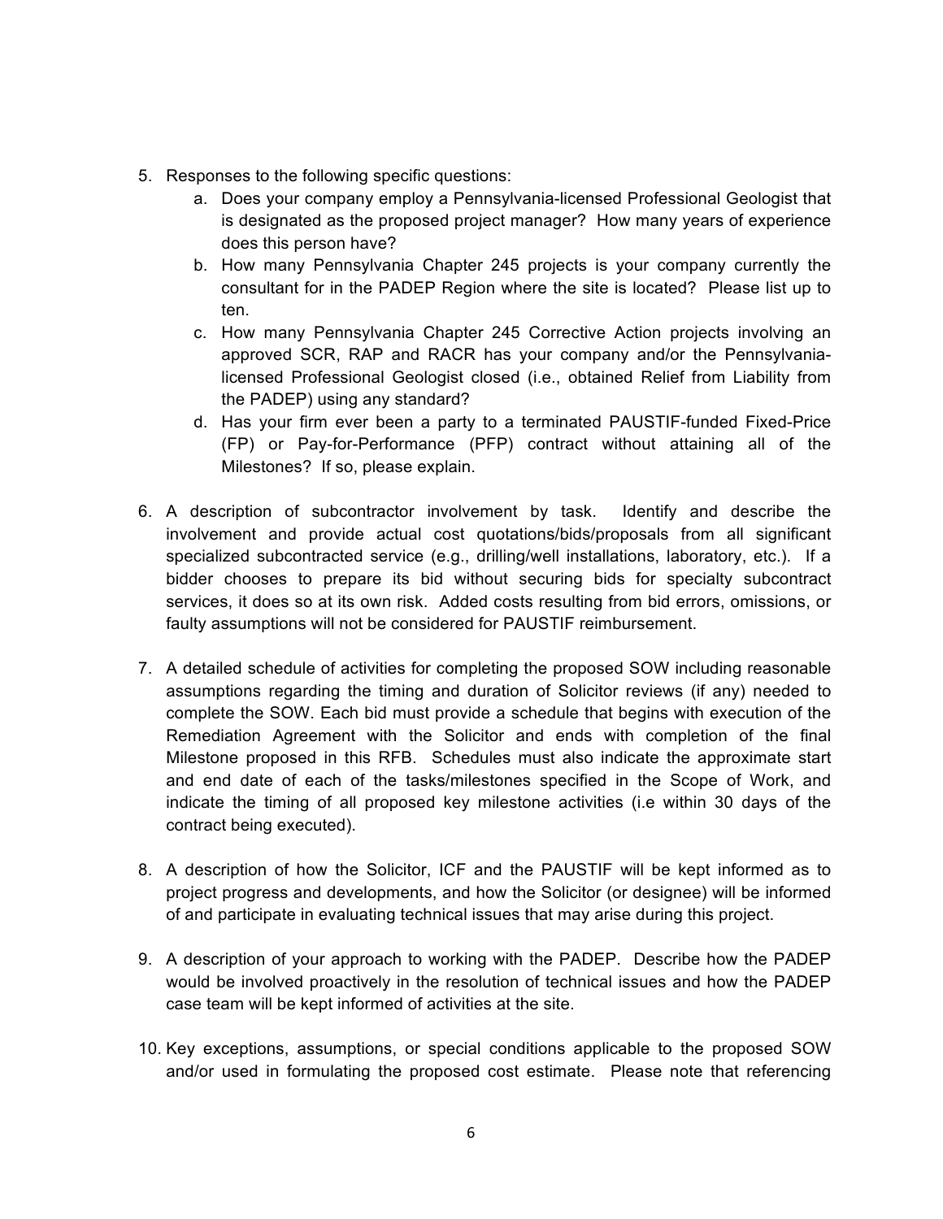5. Responses to the following specific questions:
    a. Does your company employ a Pennsylvania-licensed Professional Geologist that is designated as the proposed project manager? How many years of experience does this person have?
    b. How many Pennsylvania Chapter 245 projects is your company currently the consultant for in the PADEP Region where the site is located? Please list up to ten.
    c. How many Pennsylvania Chapter 245 Corrective Action projects involving an approved SCR, RAP and RACR has your company and/or the Pennsylvania-licensed Professional Geologist closed (i.e., obtained Relief from Liability from the PADEP) using any standard?
    d. Has your firm ever been a party to a terminated PAUSTIF-funded Fixed-Price (FP) or Pay-for-Performance (PFP) contract without attaining all of the Milestones? If so, please explain.

6. A description of subcontractor involvement by task. Identify and describe the involvement and provide actual cost quotations/bids/proposals from all significant specialized subcontracted service (e.g., drilling/well installations, laboratory, etc.). If a bidder chooses to prepare its bid without securing bids for specialty subcontract services, it does so at its own risk. Added costs resulting from bid errors, omissions, or faulty assumptions will not be considered for PAUSTIF reimbursement.

7. A detailed schedule of activities for completing the proposed SOW including reasonable assumptions regarding the timing and duration of Solicitor reviews (if any) needed to complete the SOW. Each bid must provide a schedule that begins with execution of the Remediation Agreement with the Solicitor and ends with completion of the final Milestone proposed in this RFB. Schedules must also indicate the approximate start and end date of each of the tasks/milestones specified in the Scope of Work, and indicate the timing of all proposed key milestone activities (i.e within 30 days of the contract being executed).

8. A description of how the Solicitor, ICF and the PAUSTIF will be kept informed as to project progress and developments, and how the Solicitor (or designee) will be informed of and participate in evaluating technical issues that may arise during this project.

9. A description of your approach to working with the PADEP. Describe how the PADEP would be involved proactively in the resolution of technical issues and how the PADEP case team will be kept informed of activities at the site.

10. Key exceptions, assumptions, or special conditions applicable to the proposed SOW and/or used in formulating the proposed cost estimate. Please note that referencing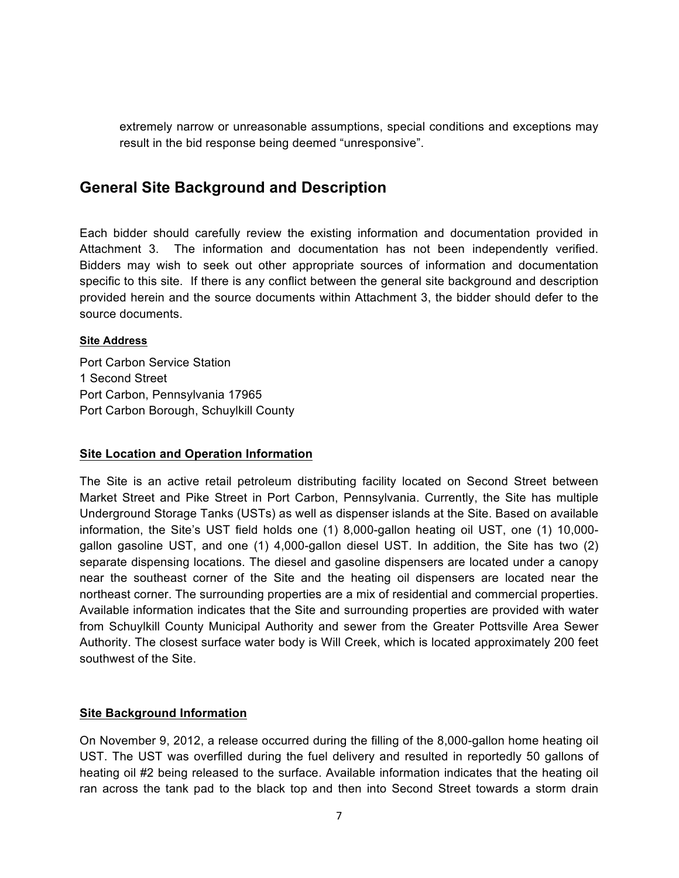extremely narrow or unreasonable assumptions, special conditions and exceptions may result in the bid response being deemed "unresponsive".

## General Site Background and Description

Each bidder should carefully review the existing information and documentation provided in Attachment 3. The information and documentation has not been independently verified. Bidders may wish to seek out other appropriate sources of information and documentation specific to this site. If there is any conflict between the general site background and description provided herein and the source documents within Attachment 3, the bidder should defer to the source documents.

**Site Address**

Port Carbon Service Station
1 Second Street
Port Carbon, Pennsylvania 17965
Port Carbon Borough, Schuylkill County

**Site Location and Operation Information**

The Site is an active retail petroleum distributing facility located on Second Street between Market Street and Pike Street in Port Carbon, Pennsylvania. Currently, the Site has multiple Underground Storage Tanks (USTs) as well as dispenser islands at the Site. Based on available information, the Site's UST field holds one (1) 8,000-gallon heating oil UST, one (1) 10,000-gallon gasoline UST, and one (1) 4,000-gallon diesel UST. In addition, the Site has two (2) separate dispensing locations. The diesel and gasoline dispensers are located under a canopy near the southeast corner of the Site and the heating oil dispensers are located near the northeast corner. The surrounding properties are a mix of residential and commercial properties. Available information indicates that the Site and surrounding properties are provided with water from Schuylkill County Municipal Authority and sewer from the Greater Pottsville Area Sewer Authority. The closest surface water body is Will Creek, which is located approximately 200 feet southwest of the Site.

**Site Background Information**

On November 9, 2012, a release occurred during the filling of the 8,000-gallon home heating oil UST. The UST was overfilled during the fuel delivery and resulted in reportedly 50 gallons of heating oil #2 being released to the surface. Available information indicates that the heating oil ran across the tank pad to the black top and then into Second Street towards a storm drain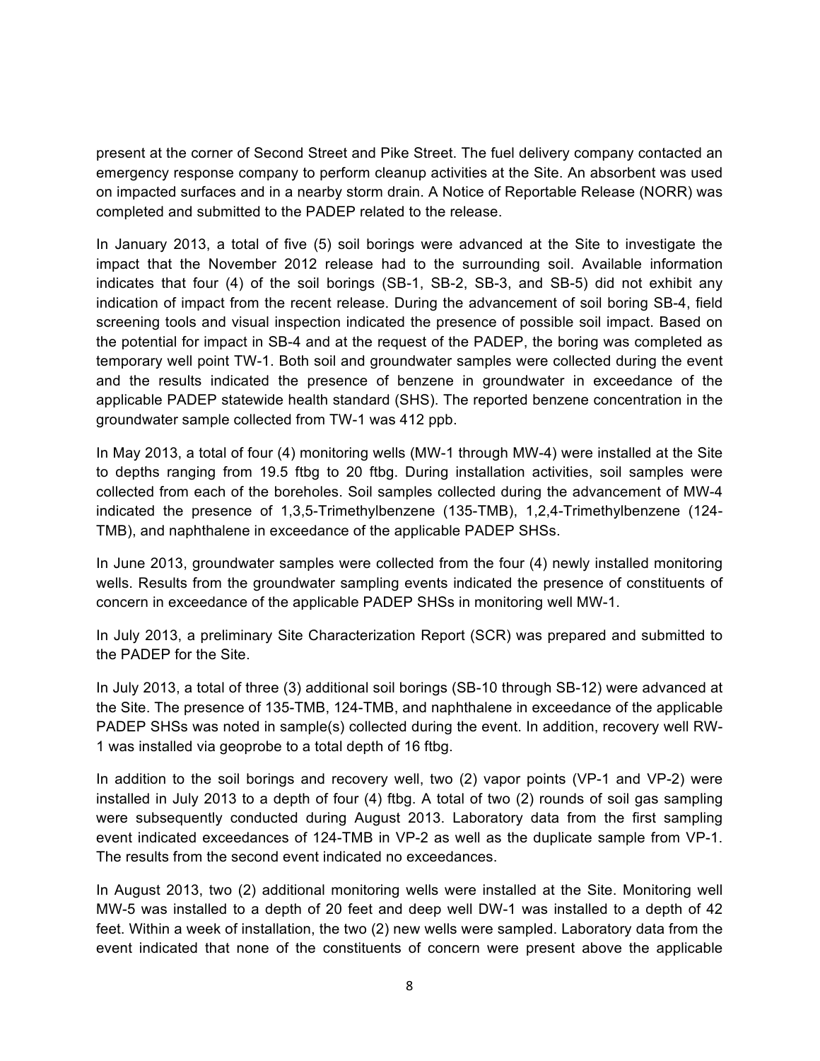present at the corner of Second Street and Pike Street. The fuel delivery company contacted an emergency response company to perform cleanup activities at the Site. An absorbent was used on impacted surfaces and in a nearby storm drain. A Notice of Reportable Release (NORR) was completed and submitted to the PADEP related to the release.

In January 2013, a total of five (5) soil borings were advanced at the Site to investigate the impact that the November 2012 release had to the surrounding soil. Available information indicates that four (4) of the soil borings (SB-1, SB-2, SB-3, and SB-5) did not exhibit any indication of impact from the recent release. During the advancement of soil boring SB-4, field screening tools and visual inspection indicated the presence of possible soil impact. Based on the potential for impact in SB-4 and at the request of the PADEP, the boring was completed as temporary well point TW-1. Both soil and groundwater samples were collected during the event and the results indicated the presence of benzene in groundwater in exceedance of the applicable PADEP statewide health standard (SHS). The reported benzene concentration in the groundwater sample collected from TW-1 was 412 ppb.

In May 2013, a total of four (4) monitoring wells (MW-1 through MW-4) were installed at the Site to depths ranging from 19.5 ftbg to 20 ftbg. During installation activities, soil samples were collected from each of the boreholes. Soil samples collected during the advancement of MW-4 indicated the presence of 1,3,5-Trimethylbenzene (135-TMB), 1,2,4-Trimethylbenzene (124-TMB), and naphthalene in exceedance of the applicable PADEP SHSs.

In June 2013, groundwater samples were collected from the four (4) newly installed monitoring wells. Results from the groundwater sampling events indicated the presence of constituents of concern in exceedance of the applicable PADEP SHSs in monitoring well MW-1.

In July 2013, a preliminary Site Characterization Report (SCR) was prepared and submitted to the PADEP for the Site.

In July 2013, a total of three (3) additional soil borings (SB-10 through SB-12) were advanced at the Site. The presence of 135-TMB, 124-TMB, and naphthalene in exceedance of the applicable PADEP SHSs was noted in sample(s) collected during the event. In addition, recovery well RW-1 was installed via geoprobe to a total depth of 16 ftbg.

In addition to the soil borings and recovery well, two (2) vapor points (VP-1 and VP-2) were installed in July 2013 to a depth of four (4) ftbg. A total of two (2) rounds of soil gas sampling were subsequently conducted during August 2013. Laboratory data from the first sampling event indicated exceedances of 124-TMB in VP-2 as well as the duplicate sample from VP-1. The results from the second event indicated no exceedances.

In August 2013, two (2) additional monitoring wells were installed at the Site. Monitoring well MW-5 was installed to a depth of 20 feet and deep well DW-1 was installed to a depth of 42 feet. Within a week of installation, the two (2) new wells were sampled. Laboratory data from the event indicated that none of the constituents of concern were present above the applicable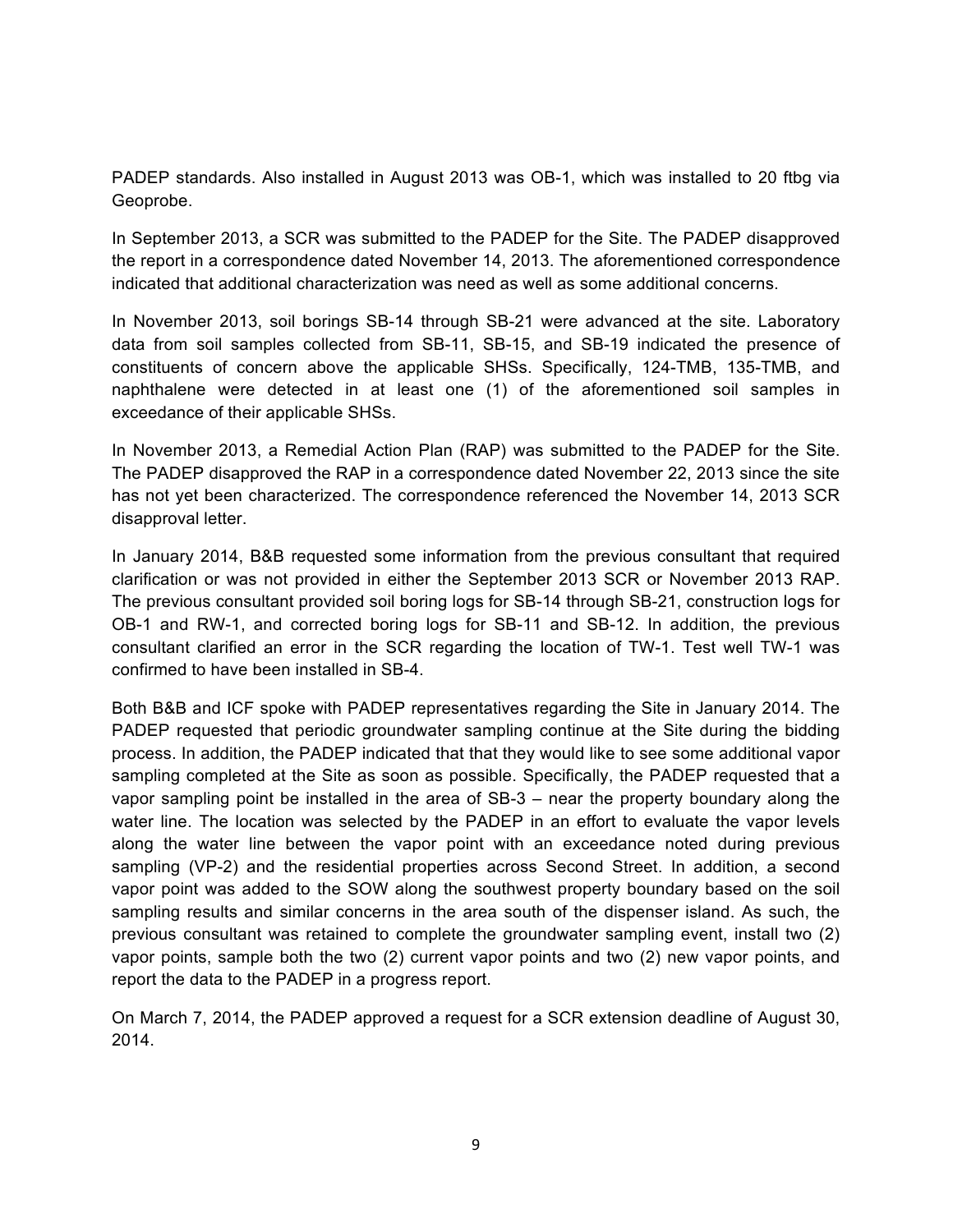PADEP standards. Also installed in August 2013 was OB-1, which was installed to 20 ftbg via Geoprobe.

In September 2013, a SCR was submitted to the PADEP for the Site. The PADEP disapproved the report in a correspondence dated November 14, 2013. The aforementioned correspondence indicated that additional characterization was need as well as some additional concerns.

In November 2013, soil borings SB-14 through SB-21 were advanced at the site. Laboratory data from soil samples collected from SB-11, SB-15, and SB-19 indicated the presence of constituents of concern above the applicable SHSs. Specifically, 124-TMB, 135-TMB, and naphthalene were detected in at least one (1) of the aforementioned soil samples in exceedance of their applicable SHSs.

In November 2013, a Remedial Action Plan (RAP) was submitted to the PADEP for the Site. The PADEP disapproved the RAP in a correspondence dated November 22, 2013 since the site has not yet been characterized. The correspondence referenced the November 14, 2013 SCR disapproval letter.

In January 2014, B&B requested some information from the previous consultant that required clarification or was not provided in either the September 2013 SCR or November 2013 RAP. The previous consultant provided soil boring logs for SB-14 through SB-21, construction logs for OB-1 and RW-1, and corrected boring logs for SB-11 and SB-12. In addition, the previous consultant clarified an error in the SCR regarding the location of TW-1. Test well TW-1 was confirmed to have been installed in SB-4.

Both B&B and ICF spoke with PADEP representatives regarding the Site in January 2014. The PADEP requested that periodic groundwater sampling continue at the Site during the bidding process. In addition, the PADEP indicated that that they would like to see some additional vapor sampling completed at the Site as soon as possible. Specifically, the PADEP requested that a vapor sampling point be installed in the area of SB-3 – near the property boundary along the water line. The location was selected by the PADEP in an effort to evaluate the vapor levels along the water line between the vapor point with an exceedance noted during previous sampling (VP-2) and the residential properties across Second Street. In addition, a second vapor point was added to the SOW along the southwest property boundary based on the soil sampling results and similar concerns in the area south of the dispenser island. As such, the previous consultant was retained to complete the groundwater sampling event, install two (2) vapor points, sample both the two (2) current vapor points and two (2) new vapor points, and report the data to the PADEP in a progress report.

On March 7, 2014, the PADEP approved a request for a SCR extension deadline of August 30, 2014.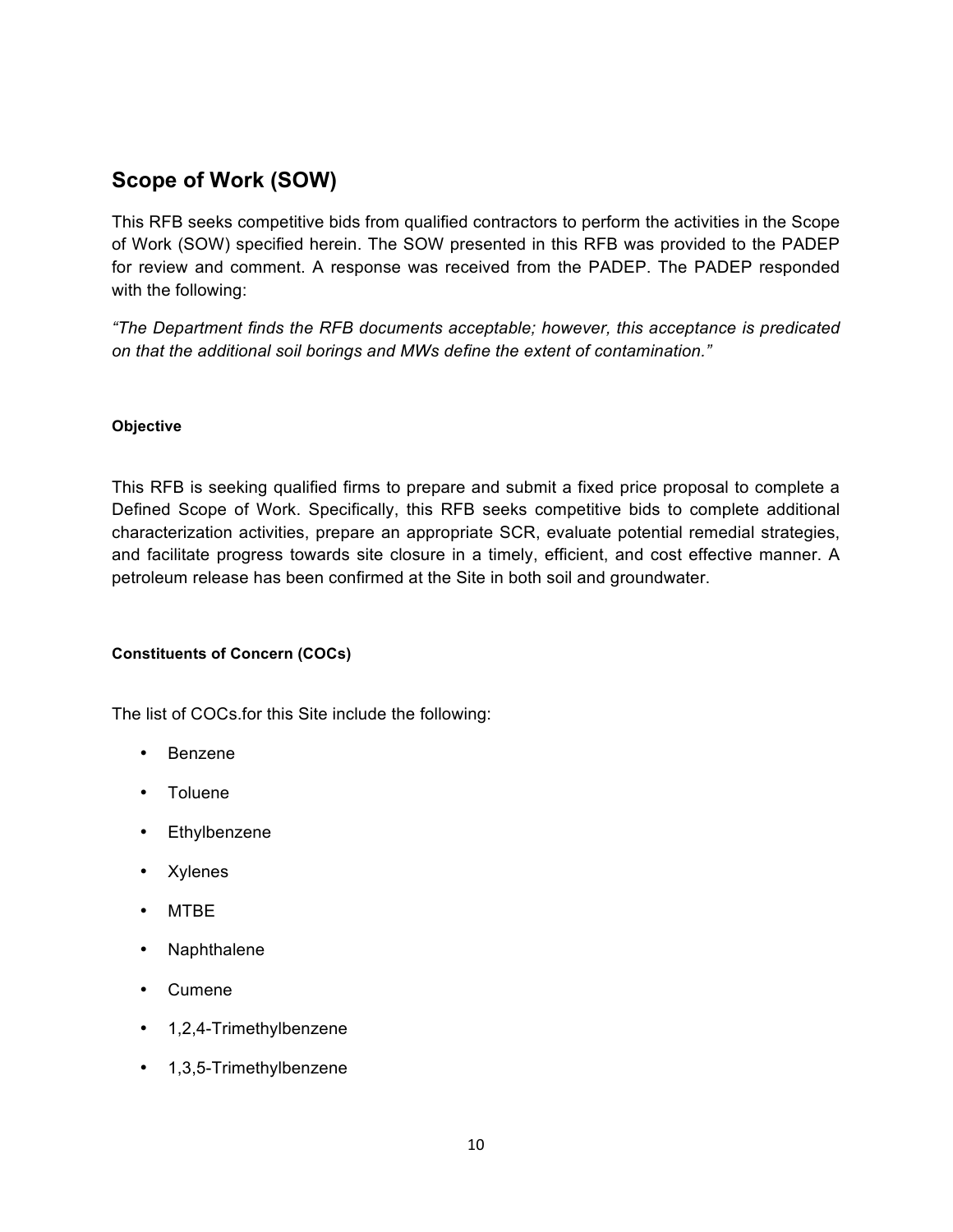## Scope of Work (SOW)

This RFB seeks competitive bids from qualified contractors to perform the activities in the Scope of Work (SOW) specified herein. The SOW presented in this RFB was provided to the PADEP for review and comment. A response was received from the PADEP. The PADEP responded with the following:

*"The Department finds the RFB documents acceptable; however, this acceptance is predicated on that the additional soil borings and MWs define the extent of contamination."*

#### Objective

This RFB is seeking qualified firms to prepare and submit a fixed price proposal to complete a Defined Scope of Work. Specifically, this RFB seeks competitive bids to complete additional characterization activities, prepare an appropriate SCR, evaluate potential remedial strategies, and facilitate progress towards site closure in a timely, efficient, and cost effective manner. A petroleum release has been confirmed at the Site in both soil and groundwater.

#### Constituents of Concern (COCs)

The list of COCs.for this Site include the following:

- Benzene
- Toluene
- Ethylbenzene
- Xylenes
- MTBE
- Naphthalene
- Cumene
- 1,2,4-Trimethylbenzene
- 1,3,5-Trimethylbenzene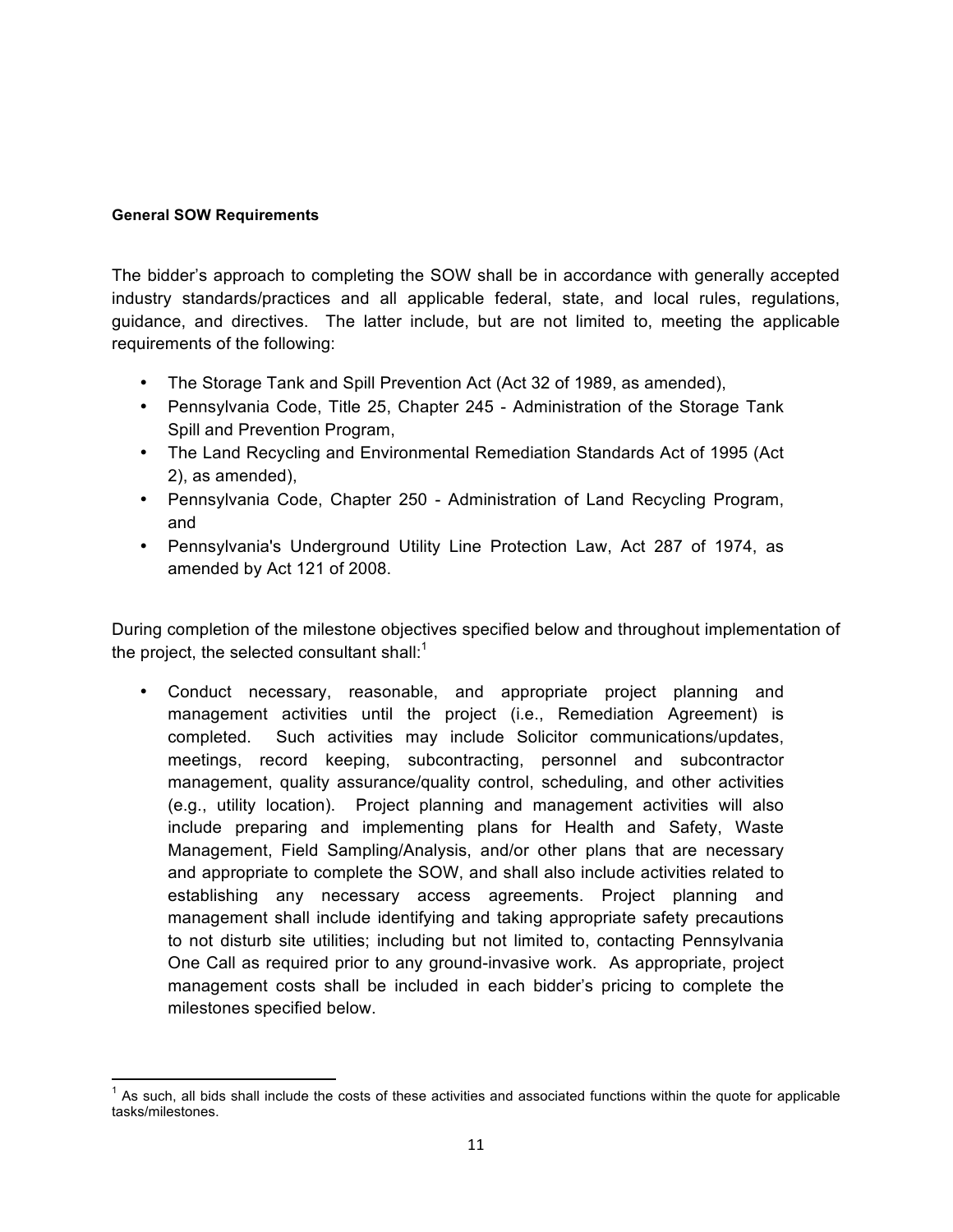**General SOW Requirements**

The bidder's approach to completing the SOW shall be in accordance with generally accepted industry standards/practices and all applicable federal, state, and local rules, regulations, guidance, and directives. The latter include, but are not limited to, meeting the applicable requirements of the following:

- The Storage Tank and Spill Prevention Act (Act 32 of 1989, as amended),
- Pennsylvania Code, Title 25, Chapter 245 - Administration of the Storage Tank Spill and Prevention Program,
- The Land Recycling and Environmental Remediation Standards Act of 1995 (Act 2), as amended),
- Pennsylvania Code, Chapter 250 - Administration of Land Recycling Program, and
- Pennsylvania's Underground Utility Line Protection Law, Act 287 of 1974, as amended by Act 121 of 2008.

During completion of the milestone objectives specified below and throughout implementation of the project, the selected consultant shall:[1]

- Conduct necessary, reasonable, and appropriate project planning and management activities until the project (i.e., Remediation Agreement) is completed. Such activities may include Solicitor communications/updates, meetings, record keeping, subcontracting, personnel and subcontractor management, quality assurance/quality control, scheduling, and other activities (e.g., utility location). Project planning and management activities will also include preparing and implementing plans for Health and Safety, Waste Management, Field Sampling/Analysis, and/or other plans that are necessary and appropriate to complete the SOW, and shall also include activities related to establishing any necessary access agreements. Project planning and management shall include identifying and taking appropriate safety precautions to not disturb site utilities; including but not limited to, contacting Pennsylvania One Call as required prior to any ground-invasive work. As appropriate, project management costs shall be included in each bidder's pricing to complete the milestones specified below.

[1] As such, all bids shall include the costs of these activities and associated functions within the quote for applicable tasks/milestones.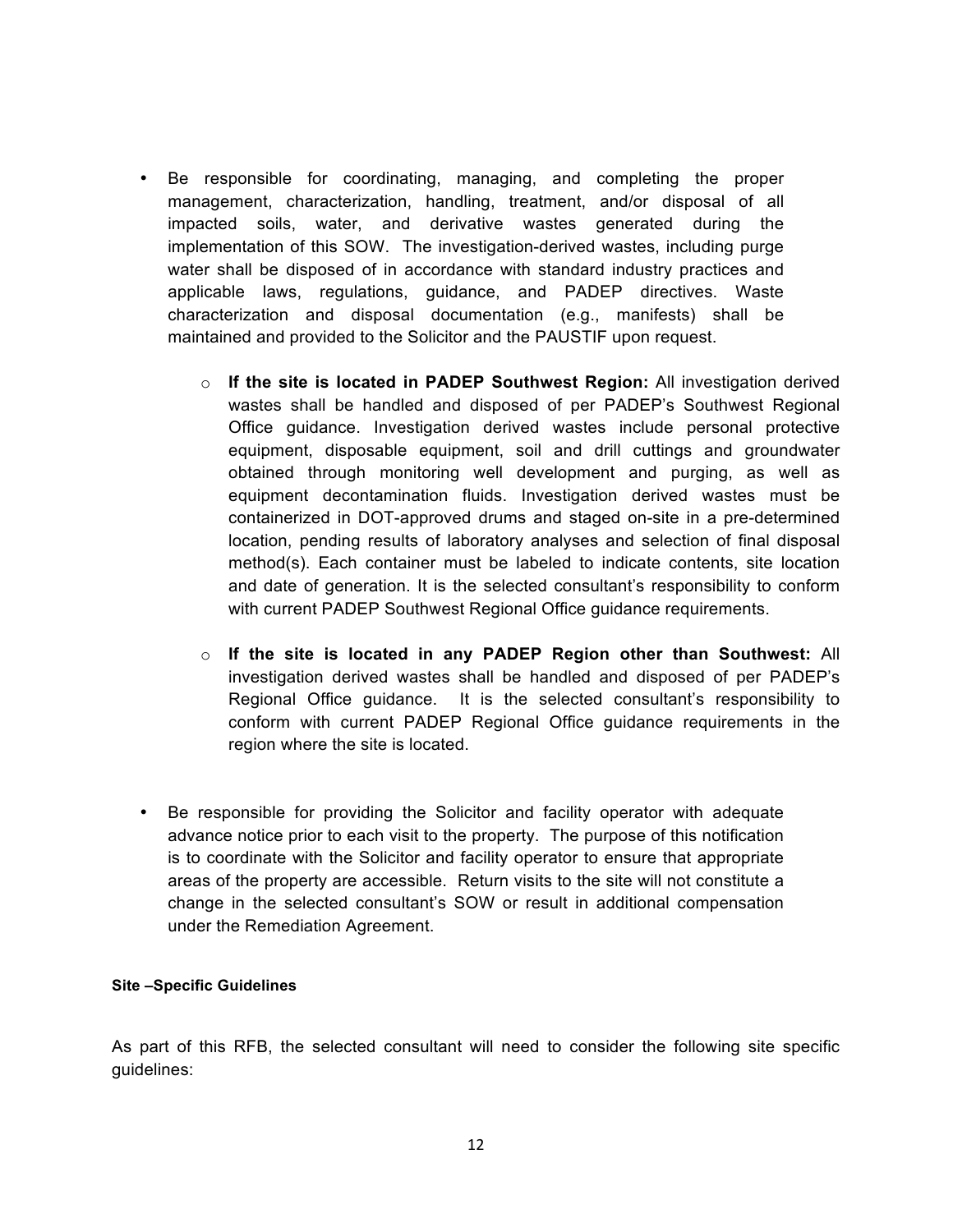- Be responsible for coordinating, managing, and completing the proper management, characterization, handling, treatment, and/or disposal of all impacted soils, water, and derivative wastes generated during the implementation of this SOW. The investigation-derived wastes, including purge water shall be disposed of in accordance with standard industry practices and applicable laws, regulations, guidance, and PADEP directives. Waste characterization and disposal documentation (e.g., manifests) shall be maintained and provided to the Solicitor and the PAUSTIF upon request.
  - **If the site is located in PADEP Southwest Region:** All investigation derived wastes shall be handled and disposed of per PADEP's Southwest Regional Office guidance. Investigation derived wastes include personal protective equipment, disposable equipment, soil and drill cuttings and groundwater obtained through monitoring well development and purging, as well as equipment decontamination fluids. Investigation derived wastes must be containerized in DOT-approved drums and staged on-site in a pre-determined location, pending results of laboratory analyses and selection of final disposal method(s). Each container must be labeled to indicate contents, site location and date of generation. It is the selected consultant's responsibility to conform with current PADEP Southwest Regional Office guidance requirements.
  - **If the site is located in any PADEP Region other than Southwest:** All investigation derived wastes shall be handled and disposed of per PADEP's Regional Office guidance. It is the selected consultant's responsibility to conform with current PADEP Regional Office guidance requirements in the region where the site is located.
- Be responsible for providing the Solicitor and facility operator with adequate advance notice prior to each visit to the property. The purpose of this notification is to coordinate with the Solicitor and facility operator to ensure that appropriate areas of the property are accessible. Return visits to the site will not constitute a change in the selected consultant's SOW or result in additional compensation under the Remediation Agreement.

#### Site –Specific Guidelines

As part of this RFB, the selected consultant will need to consider the following site specific guidelines: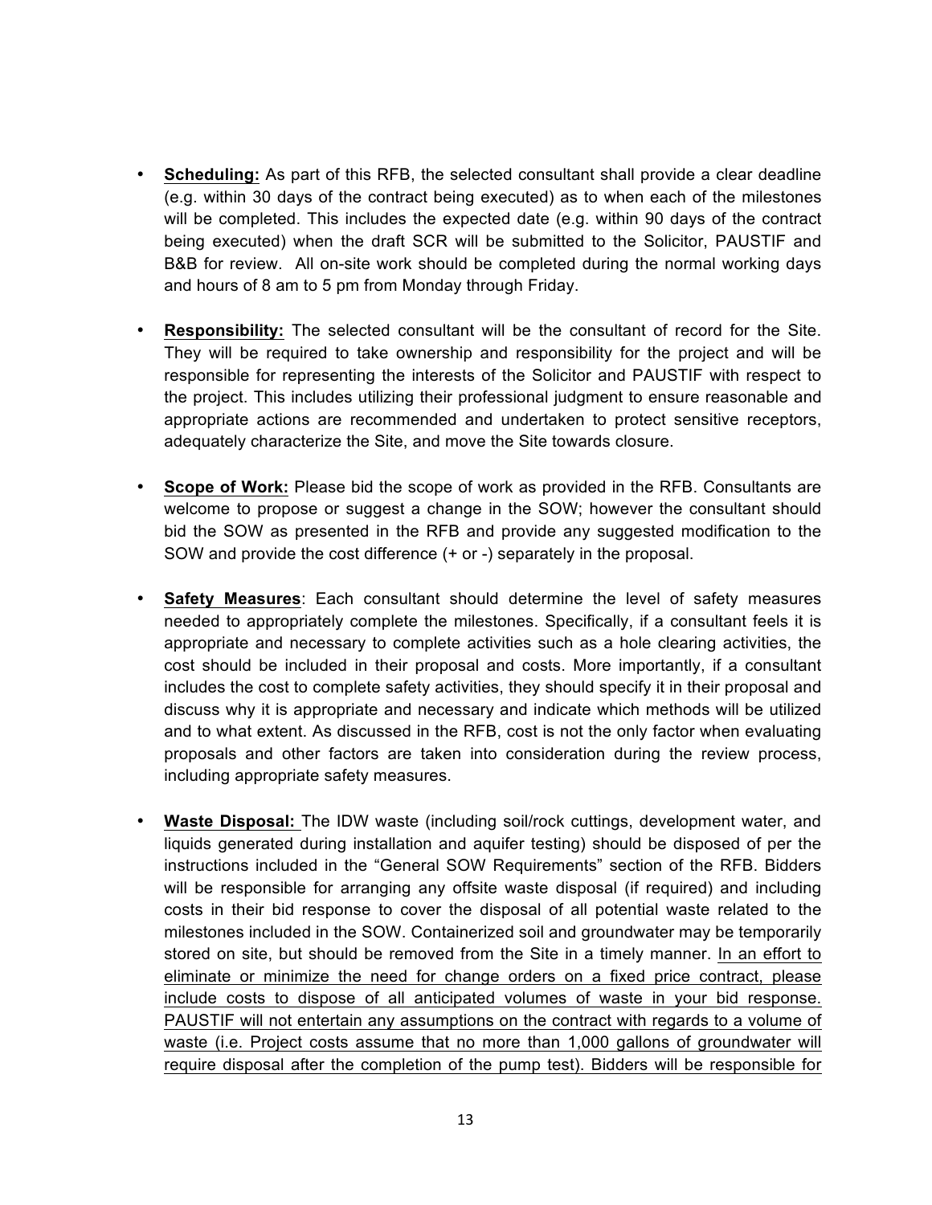- **Scheduling:** As part of this RFB, the selected consultant shall provide a clear deadline (e.g. within 30 days of the contract being executed) as to when each of the milestones will be completed. This includes the expected date (e.g. within 90 days of the contract being executed) when the draft SCR will be submitted to the Solicitor, PAUSTIF and B&B for review. All on-site work should be completed during the normal working days and hours of 8 am to 5 pm from Monday through Friday.

- **Responsibility:** The selected consultant will be the consultant of record for the Site. They will be required to take ownership and responsibility for the project and will be responsible for representing the interests of the Solicitor and PAUSTIF with respect to the project. This includes utilizing their professional judgment to ensure reasonable and appropriate actions are recommended and undertaken to protect sensitive receptors, adequately characterize the Site, and move the Site towards closure.

- **Scope of Work:** Please bid the scope of work as provided in the RFB. Consultants are welcome to propose or suggest a change in the SOW; however the consultant should bid the SOW as presented in the RFB and provide any suggested modification to the SOW and provide the cost difference (+ or -) separately in the proposal.

- **Safety Measures**: Each consultant should determine the level of safety measures needed to appropriately complete the milestones. Specifically, if a consultant feels it is appropriate and necessary to complete activities such as a hole clearing activities, the cost should be included in their proposal and costs. More importantly, if a consultant includes the cost to complete safety activities, they should specify it in their proposal and discuss why it is appropriate and necessary and indicate which methods will be utilized and to what extent. As discussed in the RFB, cost is not the only factor when evaluating proposals and other factors are taken into consideration during the review process, including appropriate safety measures.

- **Waste Disposal:** The IDW waste (including soil/rock cuttings, development water, and liquids generated during installation and aquifer testing) should be disposed of per the instructions included in the "General SOW Requirements" section of the RFB. Bidders will be responsible for arranging any offsite waste disposal (if required) and including costs in their bid response to cover the disposal of all potential waste related to the milestones included in the SOW. Containerized soil and groundwater may be temporarily stored on site, but should be removed from the Site in a timely manner. In an effort to eliminate or minimize the need for change orders on a fixed price contract, please include costs to dispose of all anticipated volumes of waste in your bid response. PAUSTIF will not entertain any assumptions on the contract with regards to a volume of waste (i.e. Project costs assume that no more than 1,000 gallons of groundwater will require disposal after the completion of the pump test). Bidders will be responsible for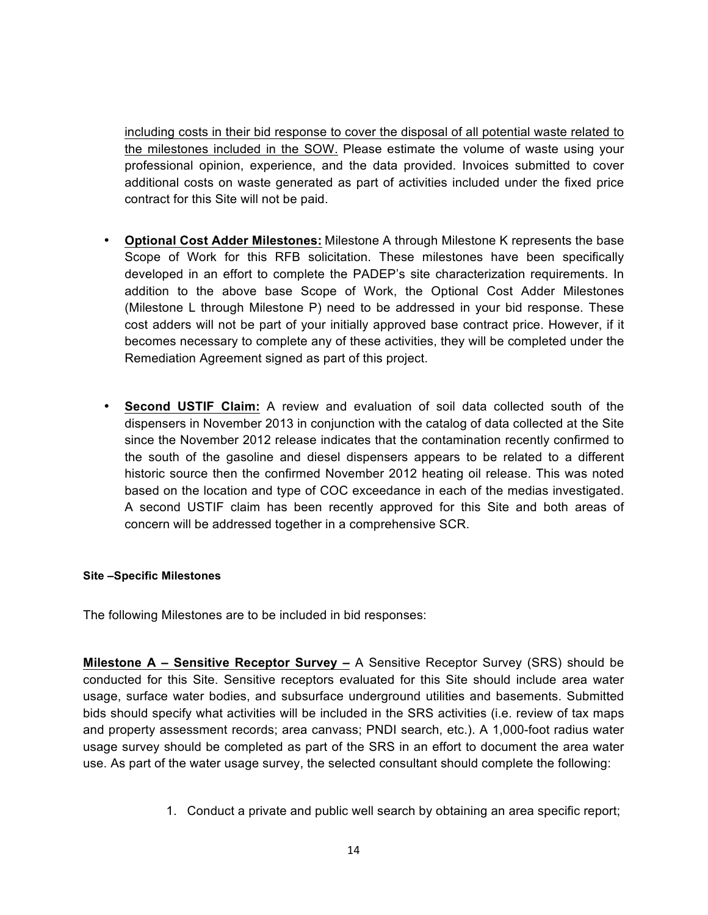including costs in their bid response to cover the disposal of all potential waste related to the milestones included in the SOW. Please estimate the volume of waste using your professional opinion, experience, and the data provided. Invoices submitted to cover additional costs on waste generated as part of activities included under the fixed price contract for this Site will not be paid.

- **Optional Cost Adder Milestones:** Milestone A through Milestone K represents the base Scope of Work for this RFB solicitation. These milestones have been specifically developed in an effort to complete the PADEP's site characterization requirements. In addition to the above base Scope of Work, the Optional Cost Adder Milestones (Milestone L through Milestone P) need to be addressed in your bid response. These cost adders will not be part of your initially approved base contract price. However, if it becomes necessary to complete any of these activities, they will be completed under the Remediation Agreement signed as part of this project.

- **Second USTIF Claim:** A review and evaluation of soil data collected south of the dispensers in November 2013 in conjunction with the catalog of data collected at the Site since the November 2012 release indicates that the contamination recently confirmed to the south of the gasoline and diesel dispensers appears to be related to a different historic source then the confirmed November 2012 heating oil release. This was noted based on the location and type of COC exceedance in each of the medias investigated. A second USTIF claim has been recently approved for this Site and both areas of concern will be addressed together in a comprehensive SCR.

#### Site –Specific Milestones

The following Milestones are to be included in bid responses:

**Milestone A – Sensitive Receptor Survey –** A Sensitive Receptor Survey (SRS) should be conducted for this Site. Sensitive receptors evaluated for this Site should include area water usage, surface water bodies, and subsurface underground utilities and basements. Submitted bids should specify what activities will be included in the SRS activities (i.e. review of tax maps and property assessment records; area canvass; PNDI search, etc.). A 1,000-foot radius water usage survey should be completed as part of the SRS in an effort to document the area water use. As part of the water usage survey, the selected consultant should complete the following:

1. Conduct a private and public well search by obtaining an area specific report;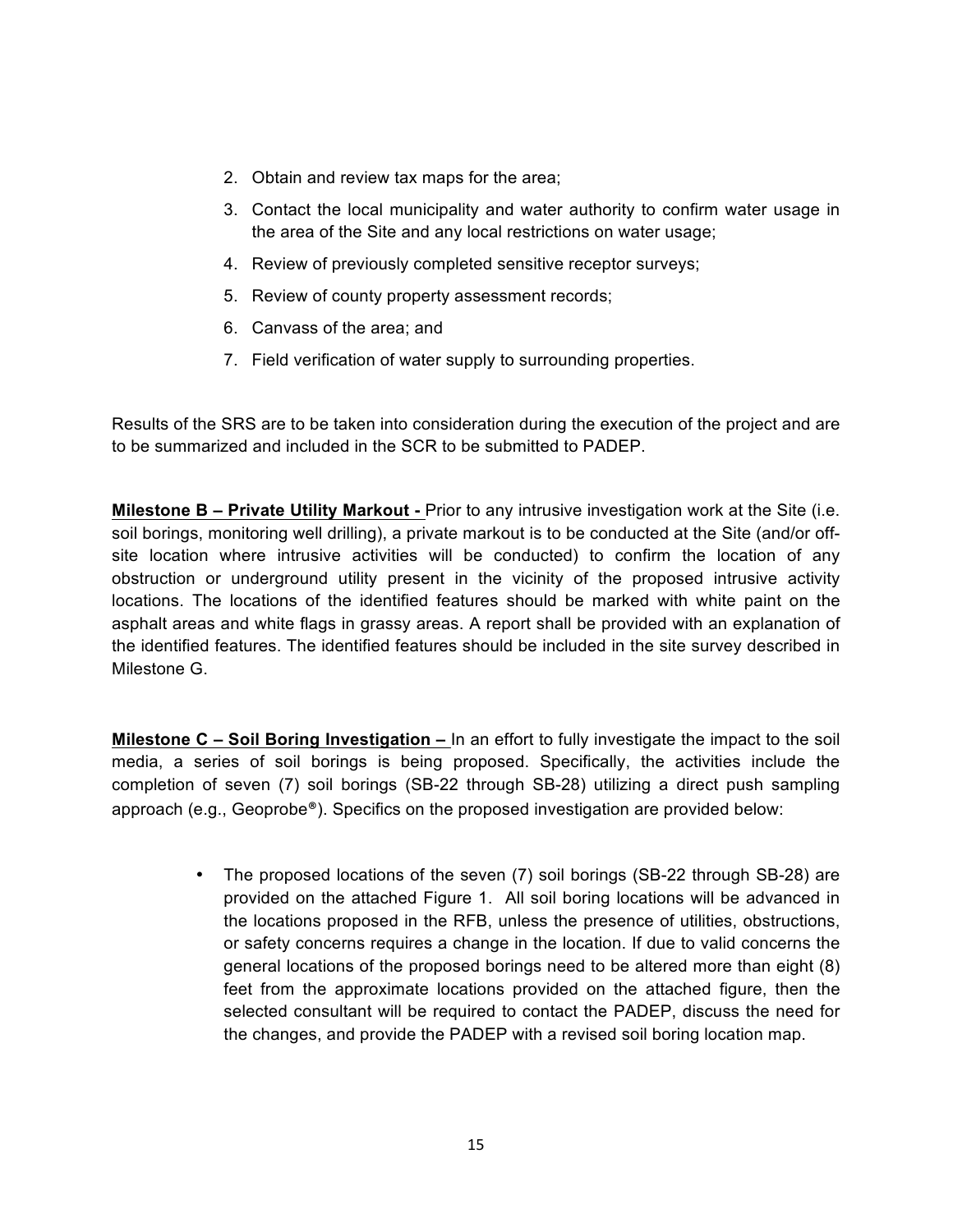2. Obtain and review tax maps for the area;
3. Contact the local municipality and water authority to confirm water usage in the area of the Site and any local restrictions on water usage;
4. Review of previously completed sensitive receptor surveys;
5. Review of county property assessment records;
6. Canvass of the area; and
7. Field verification of water supply to surrounding properties.

Results of the SRS are to be taken into consideration during the execution of the project and are to be summarized and included in the SCR to be submitted to PADEP.

**Milestone B – Private Utility Markout -** Prior to any intrusive investigation work at the Site (i.e. soil borings, monitoring well drilling), a private markout is to be conducted at the Site (and/or off-site location where intrusive activities will be conducted) to confirm the location of any obstruction or underground utility present in the vicinity of the proposed intrusive activity locations. The locations of the identified features should be marked with white paint on the asphalt areas and white flags in grassy areas. A report shall be provided with an explanation of the identified features. The identified features should be included in the site survey described in Milestone G.

**Milestone C – Soil Boring Investigation –** In an effort to fully investigate the impact to the soil media, a series of soil borings is being proposed. Specifically, the activities include the completion of seven (7) soil borings (SB-22 through SB-28) utilizing a direct push sampling approach (e.g., Geoprobe®). Specifics on the proposed investigation are provided below:

- The proposed locations of the seven (7) soil borings (SB-22 through SB-28) are provided on the attached Figure 1. All soil boring locations will be advanced in the locations proposed in the RFB, unless the presence of utilities, obstructions, or safety concerns requires a change in the location. If due to valid concerns the general locations of the proposed borings need to be altered more than eight (8) feet from the approximate locations provided on the attached figure, then the selected consultant will be required to contact the PADEP, discuss the need for the changes, and provide the PADEP with a revised soil boring location map.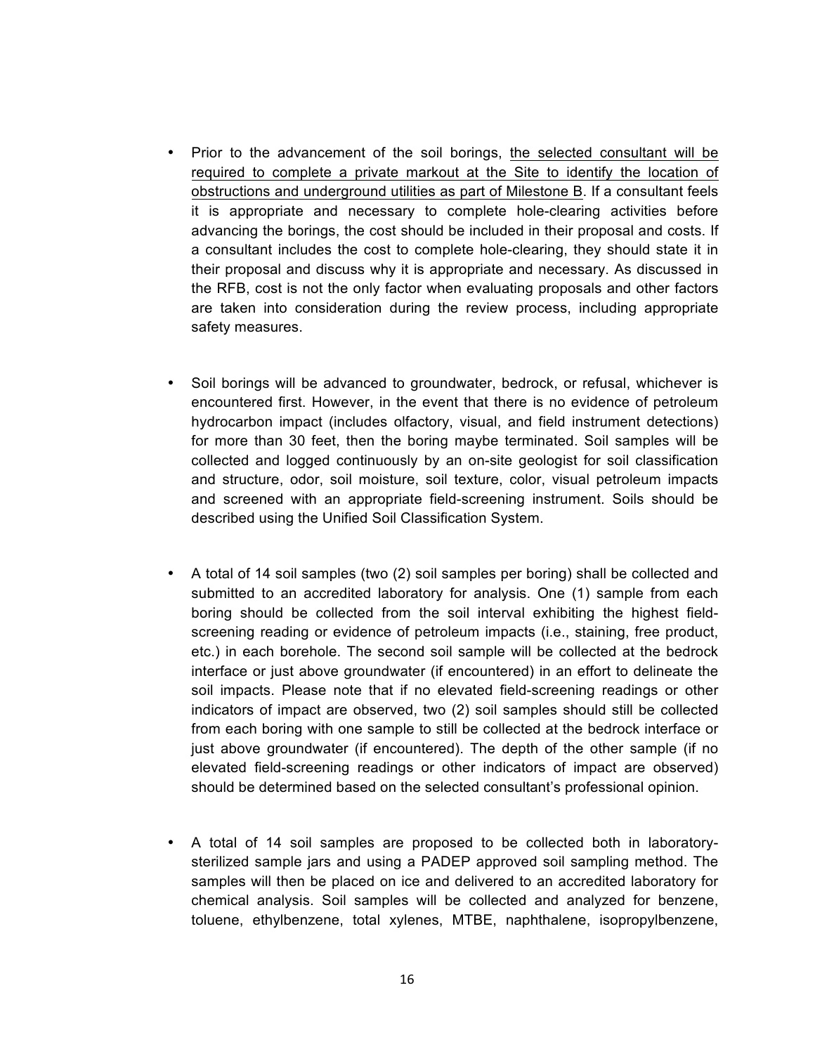- Prior to the advancement of the soil borings, <u>the selected consultant will be required to complete a private markout at the Site to identify the location of obstructions and underground utilities as part of Milestone B</u>. If a consultant feels it is appropriate and necessary to complete hole-clearing activities before advancing the borings, the cost should be included in their proposal and costs. If a consultant includes the cost to complete hole-clearing, they should state it in their proposal and discuss why it is appropriate and necessary. As discussed in the RFB, cost is not the only factor when evaluating proposals and other factors are taken into consideration during the review process, including appropriate safety measures.

- Soil borings will be advanced to groundwater, bedrock, or refusal, whichever is encountered first. However, in the event that there is no evidence of petroleum hydrocarbon impact (includes olfactory, visual, and field instrument detections) for more than 30 feet, then the boring maybe terminated. Soil samples will be collected and logged continuously by an on-site geologist for soil classification and structure, odor, soil moisture, soil texture, color, visual petroleum impacts and screened with an appropriate field-screening instrument. Soils should be described using the Unified Soil Classification System.

- A total of 14 soil samples (two (2) soil samples per boring) shall be collected and submitted to an accredited laboratory for analysis. One (1) sample from each boring should be collected from the soil interval exhibiting the highest field-screening reading or evidence of petroleum impacts (i.e., staining, free product, etc.) in each borehole. The second soil sample will be collected at the bedrock interface or just above groundwater (if encountered) in an effort to delineate the soil impacts. Please note that if no elevated field-screening readings or other indicators of impact are observed, two (2) soil samples should still be collected from each boring with one sample to still be collected at the bedrock interface or just above groundwater (if encountered). The depth of the other sample (if no elevated field-screening readings or other indicators of impact are observed) should be determined based on the selected consultant's professional opinion.

- A total of 14 soil samples are proposed to be collected both in laboratory-sterilized sample jars and using a PADEP approved soil sampling method. The samples will then be placed on ice and delivered to an accredited laboratory for chemical analysis. Soil samples will be collected and analyzed for benzene, toluene, ethylbenzene, total xylenes, MTBE, naphthalene, isopropylbenzene,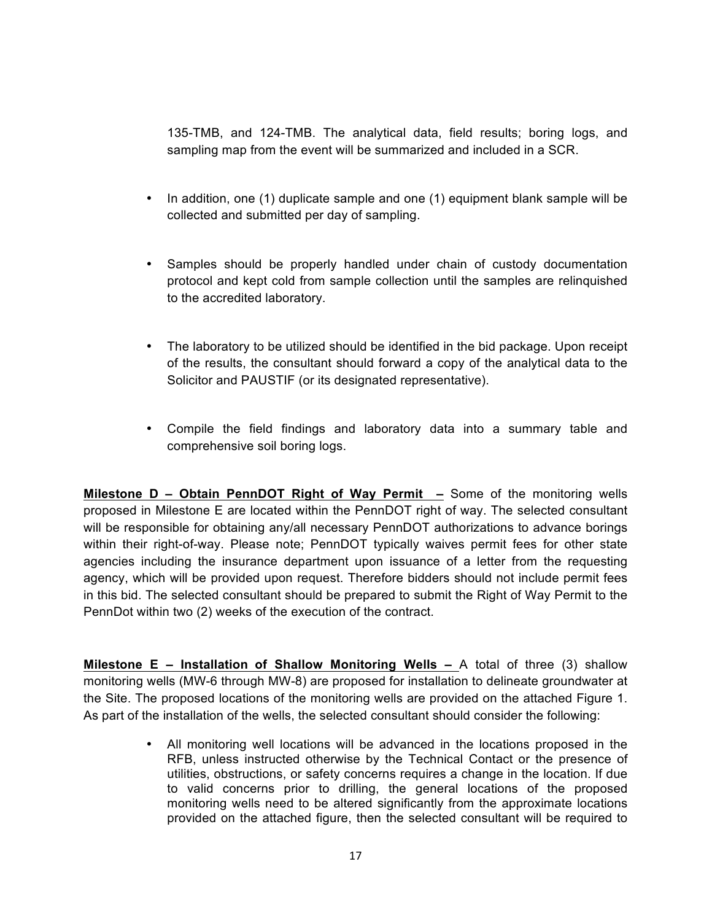135-TMB, and 124-TMB. The analytical data, field results; boring logs, and sampling map from the event will be summarized and included in a SCR.

- In addition, one (1) duplicate sample and one (1) equipment blank sample will be collected and submitted per day of sampling.

- Samples should be properly handled under chain of custody documentation protocol and kept cold from sample collection until the samples are relinquished to the accredited laboratory.

- The laboratory to be utilized should be identified in the bid package. Upon receipt of the results, the consultant should forward a copy of the analytical data to the Solicitor and PAUSTIF (or its designated representative).

- Compile the field findings and laboratory data into a summary table and comprehensive soil boring logs.

<u>**Milestone D – Obtain PennDOT Right of Way Permit –**</u> Some of the monitoring wells proposed in Milestone E are located within the PennDOT right of way. The selected consultant will be responsible for obtaining any/all necessary PennDOT authorizations to advance borings within their right-of-way. Please note; PennDOT typically waives permit fees for other state agencies including the insurance department upon issuance of a letter from the requesting agency, which will be provided upon request. Therefore bidders should not include permit fees in this bid. The selected consultant should be prepared to submit the Right of Way Permit to the PennDot within two (2) weeks of the execution of the contract.

<u>**Milestone E – Installation of Shallow Monitoring Wells –**</u> A total of three (3) shallow monitoring wells (MW-6 through MW-8) are proposed for installation to delineate groundwater at the Site. The proposed locations of the monitoring wells are provided on the attached Figure 1. As part of the installation of the wells, the selected consultant should consider the following:

- All monitoring well locations will be advanced in the locations proposed in the RFB, unless instructed otherwise by the Technical Contact or the presence of utilities, obstructions, or safety concerns requires a change in the location. If due to valid concerns prior to drilling, the general locations of the proposed monitoring wells need to be altered significantly from the approximate locations provided on the attached figure, then the selected consultant will be required to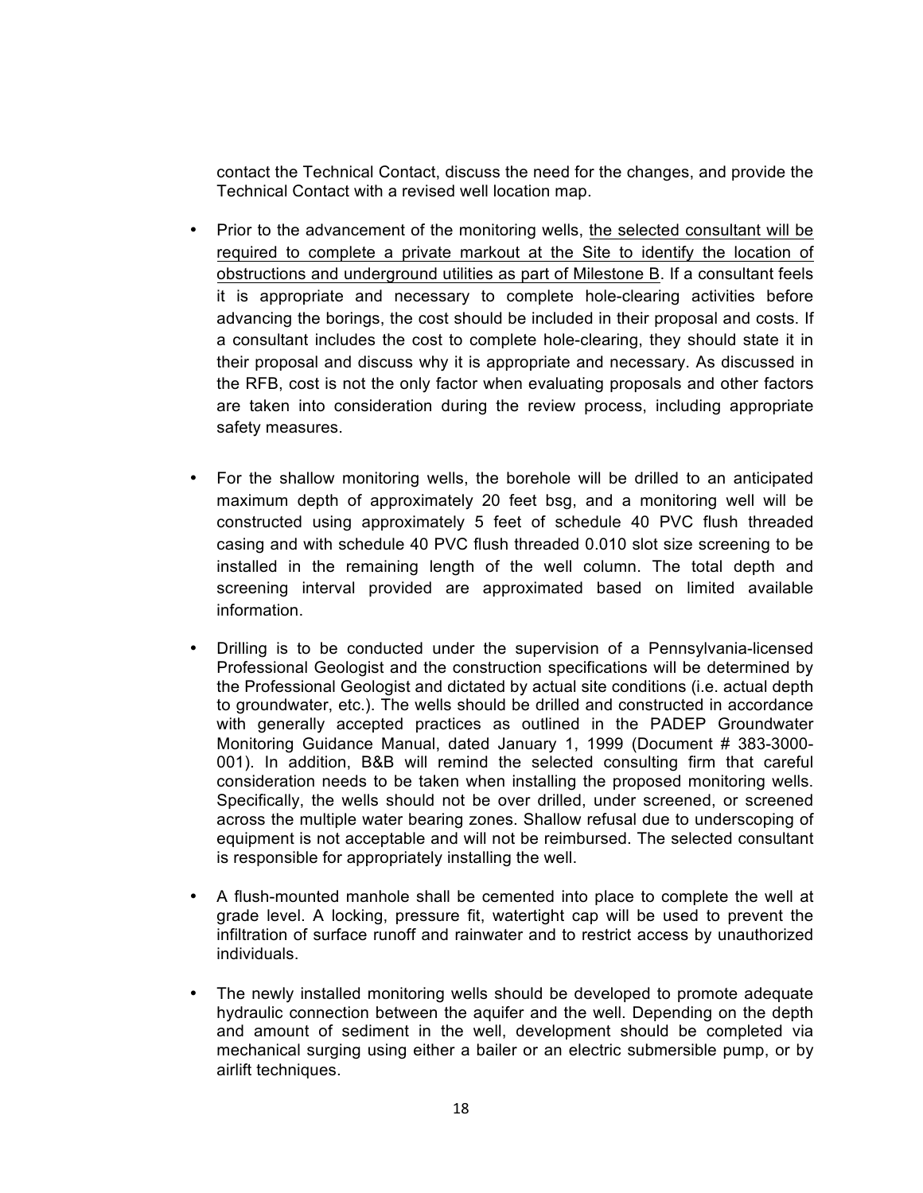contact the Technical Contact, discuss the need for the changes, and provide the Technical Contact with a revised well location map.

- Prior to the advancement of the monitoring wells, <u>the selected consultant will be required to complete a private markout at the Site to identify the location of obstructions and underground utilities as part of Milestone B</u>. If a consultant feels it is appropriate and necessary to complete hole-clearing activities before advancing the borings, the cost should be included in their proposal and costs. If a consultant includes the cost to complete hole-clearing, they should state it in their proposal and discuss why it is appropriate and necessary. As discussed in the RFB, cost is not the only factor when evaluating proposals and other factors are taken into consideration during the review process, including appropriate safety measures.

- For the shallow monitoring wells, the borehole will be drilled to an anticipated maximum depth of approximately 20 feet bsg, and a monitoring well will be constructed using approximately 5 feet of schedule 40 PVC flush threaded casing and with schedule 40 PVC flush threaded 0.010 slot size screening to be installed in the remaining length of the well column. The total depth and screening interval provided are approximated based on limited available information.

- Drilling is to be conducted under the supervision of a Pennsylvania-licensed Professional Geologist and the construction specifications will be determined by the Professional Geologist and dictated by actual site conditions (i.e. actual depth to groundwater, etc.). The wells should be drilled and constructed in accordance with generally accepted practices as outlined in the PADEP Groundwater Monitoring Guidance Manual, dated January 1, 1999 (Document # 383-3000-001). In addition, B&B will remind the selected consulting firm that careful consideration needs to be taken when installing the proposed monitoring wells. Specifically, the wells should not be over drilled, under screened, or screened across the multiple water bearing zones. Shallow refusal due to underscoping of equipment is not acceptable and will not be reimbursed. The selected consultant is responsible for appropriately installing the well.

- A flush-mounted manhole shall be cemented into place to complete the well at grade level. A locking, pressure fit, watertight cap will be used to prevent the infiltration of surface runoff and rainwater and to restrict access by unauthorized individuals.

- The newly installed monitoring wells should be developed to promote adequate hydraulic connection between the aquifer and the well. Depending on the depth and amount of sediment in the well, development should be completed via mechanical surging using either a bailer or an electric submersible pump, or by airlift techniques.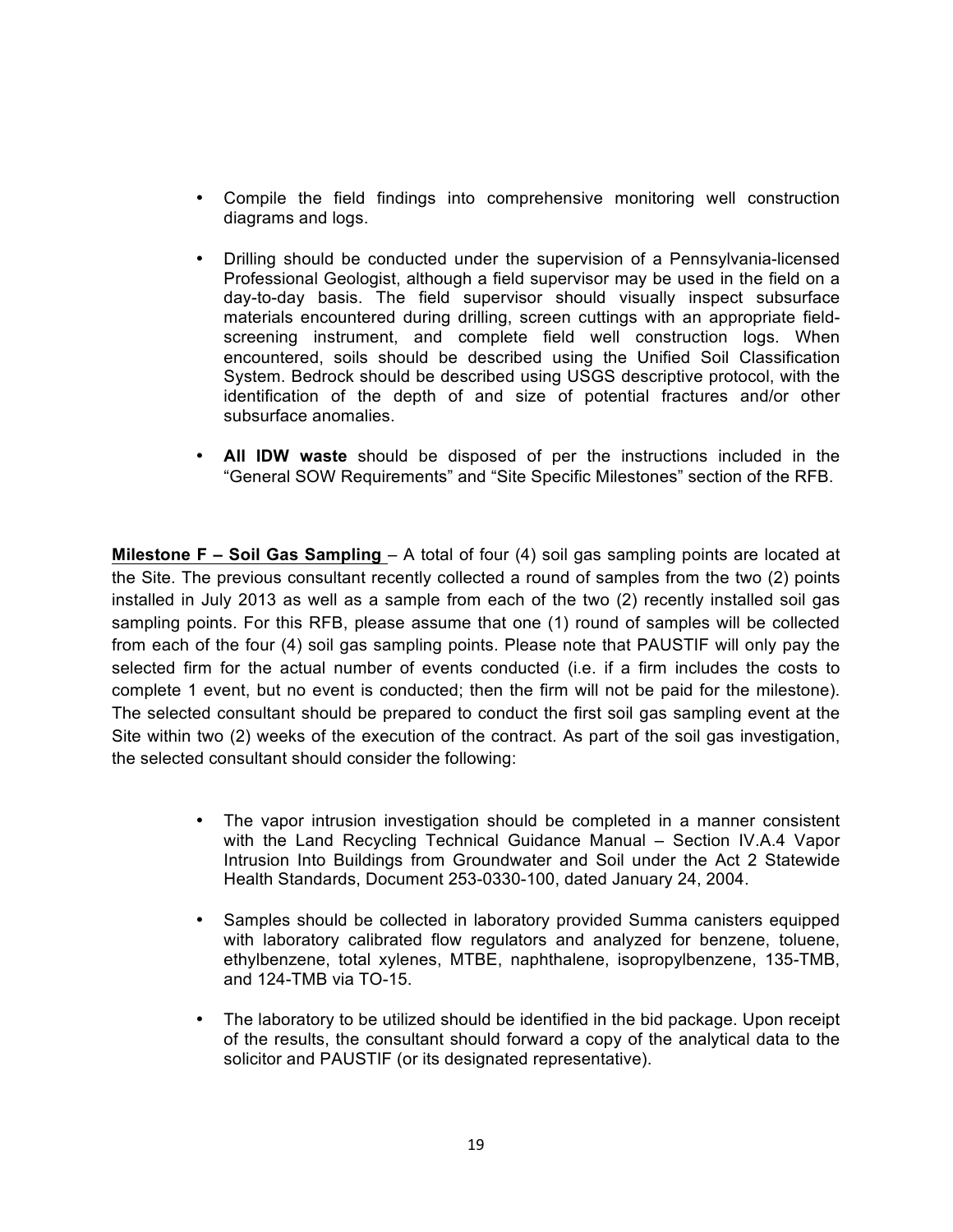- Compile the field findings into comprehensive monitoring well construction diagrams and logs.

- Drilling should be conducted under the supervision of a Pennsylvania-licensed Professional Geologist, although a field supervisor may be used in the field on a day-to-day basis. The field supervisor should visually inspect subsurface materials encountered during drilling, screen cuttings with an appropriate field-screening instrument, and complete field well construction logs. When encountered, soils should be described using the Unified Soil Classification System. Bedrock should be described using USGS descriptive protocol, with the identification of the depth of and size of potential fractures and/or other subsurface anomalies.

- **All IDW waste** should be disposed of per the instructions included in the "General SOW Requirements" and "Site Specific Milestones" section of the RFB.

**Milestone F – Soil Gas Sampling** – A total of four (4) soil gas sampling points are located at the Site. The previous consultant recently collected a round of samples from the two (2) points installed in July 2013 as well as a sample from each of the two (2) recently installed soil gas sampling points. For this RFB, please assume that one (1) round of samples will be collected from each of the four (4) soil gas sampling points. Please note that PAUSTIF will only pay the selected firm for the actual number of events conducted (i.e. if a firm includes the costs to complete 1 event, but no event is conducted; then the firm will not be paid for the milestone). The selected consultant should be prepared to conduct the first soil gas sampling event at the Site within two (2) weeks of the execution of the contract. As part of the soil gas investigation, the selected consultant should consider the following:

- The vapor intrusion investigation should be completed in a manner consistent with the Land Recycling Technical Guidance Manual – Section IV.A.4 Vapor Intrusion Into Buildings from Groundwater and Soil under the Act 2 Statewide Health Standards, Document 253-0330-100, dated January 24, 2004.

- Samples should be collected in laboratory provided Summa canisters equipped with laboratory calibrated flow regulators and analyzed for benzene, toluene, ethylbenzene, total xylenes, MTBE, naphthalene, isopropylbenzene, 135-TMB, and 124-TMB via TO-15.

- The laboratory to be utilized should be identified in the bid package. Upon receipt of the results, the consultant should forward a copy of the analytical data to the solicitor and PAUSTIF (or its designated representative).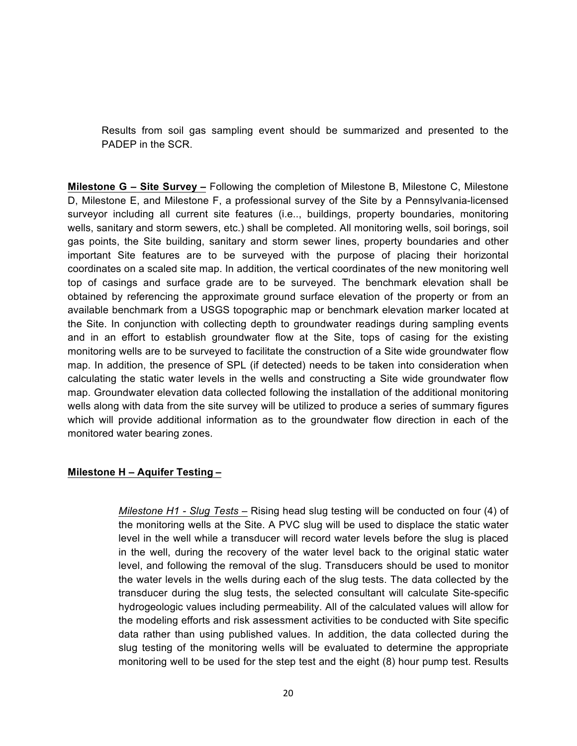Results from soil gas sampling event should be summarized and presented to the PADEP in the SCR.

**Milestone G – Site Survey –** Following the completion of Milestone B, Milestone C, Milestone D, Milestone E, and Milestone F, a professional survey of the Site by a Pennsylvania-licensed surveyor including all current site features (i.e.., buildings, property boundaries, monitoring wells, sanitary and storm sewers, etc.) shall be completed. All monitoring wells, soil borings, soil gas points, the Site building, sanitary and storm sewer lines, property boundaries and other important Site features are to be surveyed with the purpose of placing their horizontal coordinates on a scaled site map. In addition, the vertical coordinates of the new monitoring well top of casings and surface grade are to be surveyed. The benchmark elevation shall be obtained by referencing the approximate ground surface elevation of the property or from an available benchmark from a USGS topographic map or benchmark elevation marker located at the Site. In conjunction with collecting depth to groundwater readings during sampling events and in an effort to establish groundwater flow at the Site, tops of casing for the existing monitoring wells are to be surveyed to facilitate the construction of a Site wide groundwater flow map. In addition, the presence of SPL (if detected) needs to be taken into consideration when calculating the static water levels in the wells and constructing a Site wide groundwater flow map. Groundwater elevation data collected following the installation of the additional monitoring wells along with data from the site survey will be utilized to produce a series of summary figures which will provide additional information as to the groundwater flow direction in each of the monitored water bearing zones.

**Milestone H – Aquifer Testing –**

*Milestone H1 - Slug Tests –* Rising head slug testing will be conducted on four (4) of the monitoring wells at the Site. A PVC slug will be used to displace the static water level in the well while a transducer will record water levels before the slug is placed in the well, during the recovery of the water level back to the original static water level, and following the removal of the slug. Transducers should be used to monitor the water levels in the wells during each of the slug tests. The data collected by the transducer during the slug tests, the selected consultant will calculate Site-specific hydrogeologic values including permeability. All of the calculated values will allow for the modeling efforts and risk assessment activities to be conducted with Site specific data rather than using published values. In addition, the data collected during the slug testing of the monitoring wells will be evaluated to determine the appropriate monitoring well to be used for the step test and the eight (8) hour pump test. Results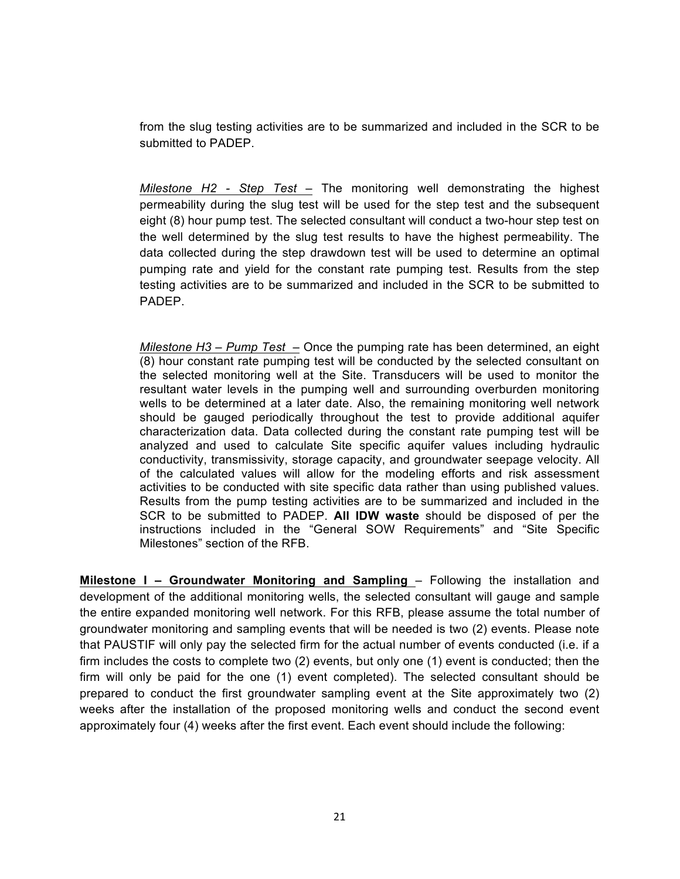from the slug testing activities are to be summarized and included in the SCR to be submitted to PADEP.

*Milestone H2 - Step Test* – The monitoring well demonstrating the highest permeability during the slug test will be used for the step test and the subsequent eight (8) hour pump test. The selected consultant will conduct a two-hour step test on the well determined by the slug test results to have the highest permeability. The data collected during the step drawdown test will be used to determine an optimal pumping rate and yield for the constant rate pumping test. Results from the step testing activities are to be summarized and included in the SCR to be submitted to PADEP.

*Milestone H3 – Pump Test* – Once the pumping rate has been determined, an eight (8) hour constant rate pumping test will be conducted by the selected consultant on the selected monitoring well at the Site. Transducers will be used to monitor the resultant water levels in the pumping well and surrounding overburden monitoring wells to be determined at a later date. Also, the remaining monitoring well network should be gauged periodically throughout the test to provide additional aquifer characterization data. Data collected during the constant rate pumping test will be analyzed and used to calculate Site specific aquifer values including hydraulic conductivity, transmissivity, storage capacity, and groundwater seepage velocity. All of the calculated values will allow for the modeling efforts and risk assessment activities to be conducted with site specific data rather than using published values. Results from the pump testing activities are to be summarized and included in the SCR to be submitted to PADEP. **All IDW waste** should be disposed of per the instructions included in the "General SOW Requirements" and "Site Specific Milestones" section of the RFB.

**Milestone I – Groundwater Monitoring and Sampling** – Following the installation and development of the additional monitoring wells, the selected consultant will gauge and sample the entire expanded monitoring well network. For this RFB, please assume the total number of groundwater monitoring and sampling events that will be needed is two (2) events. Please note that PAUSTIF will only pay the selected firm for the actual number of events conducted (i.e. if a firm includes the costs to complete two (2) events, but only one (1) event is conducted; then the firm will only be paid for the one (1) event completed). The selected consultant should be prepared to conduct the first groundwater sampling event at the Site approximately two (2) weeks after the installation of the proposed monitoring wells and conduct the second event approximately four (4) weeks after the first event. Each event should include the following: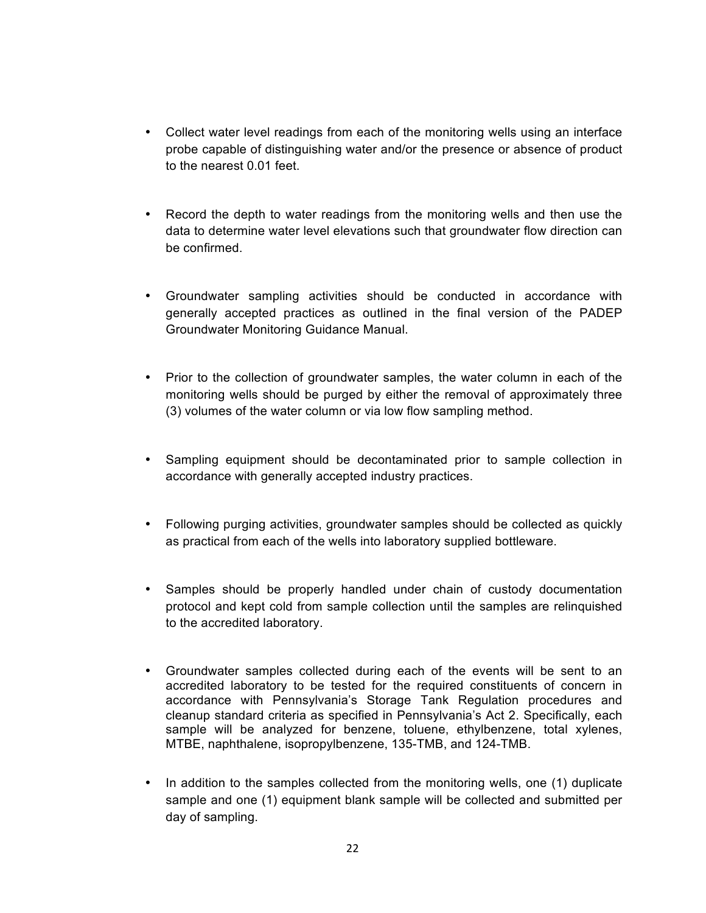- Collect water level readings from each of the monitoring wells using an interface probe capable of distinguishing water and/or the presence or absence of product to the nearest 0.01 feet.

- Record the depth to water readings from the monitoring wells and then use the data to determine water level elevations such that groundwater flow direction can be confirmed.

- Groundwater sampling activities should be conducted in accordance with generally accepted practices as outlined in the final version of the PADEP Groundwater Monitoring Guidance Manual.

- Prior to the collection of groundwater samples, the water column in each of the monitoring wells should be purged by either the removal of approximately three (3) volumes of the water column or via low flow sampling method.

- Sampling equipment should be decontaminated prior to sample collection in accordance with generally accepted industry practices.

- Following purging activities, groundwater samples should be collected as quickly as practical from each of the wells into laboratory supplied bottleware.

- Samples should be properly handled under chain of custody documentation protocol and kept cold from sample collection until the samples are relinquished to the accredited laboratory.

- Groundwater samples collected during each of the events will be sent to an accredited laboratory to be tested for the required constituents of concern in accordance with Pennsylvania's Storage Tank Regulation procedures and cleanup standard criteria as specified in Pennsylvania's Act 2. Specifically, each sample will be analyzed for benzene, toluene, ethylbenzene, total xylenes, MTBE, naphthalene, isopropylbenzene, 135-TMB, and 124-TMB.

- In addition to the samples collected from the monitoring wells, one (1) duplicate sample and one (1) equipment blank sample will be collected and submitted per day of sampling.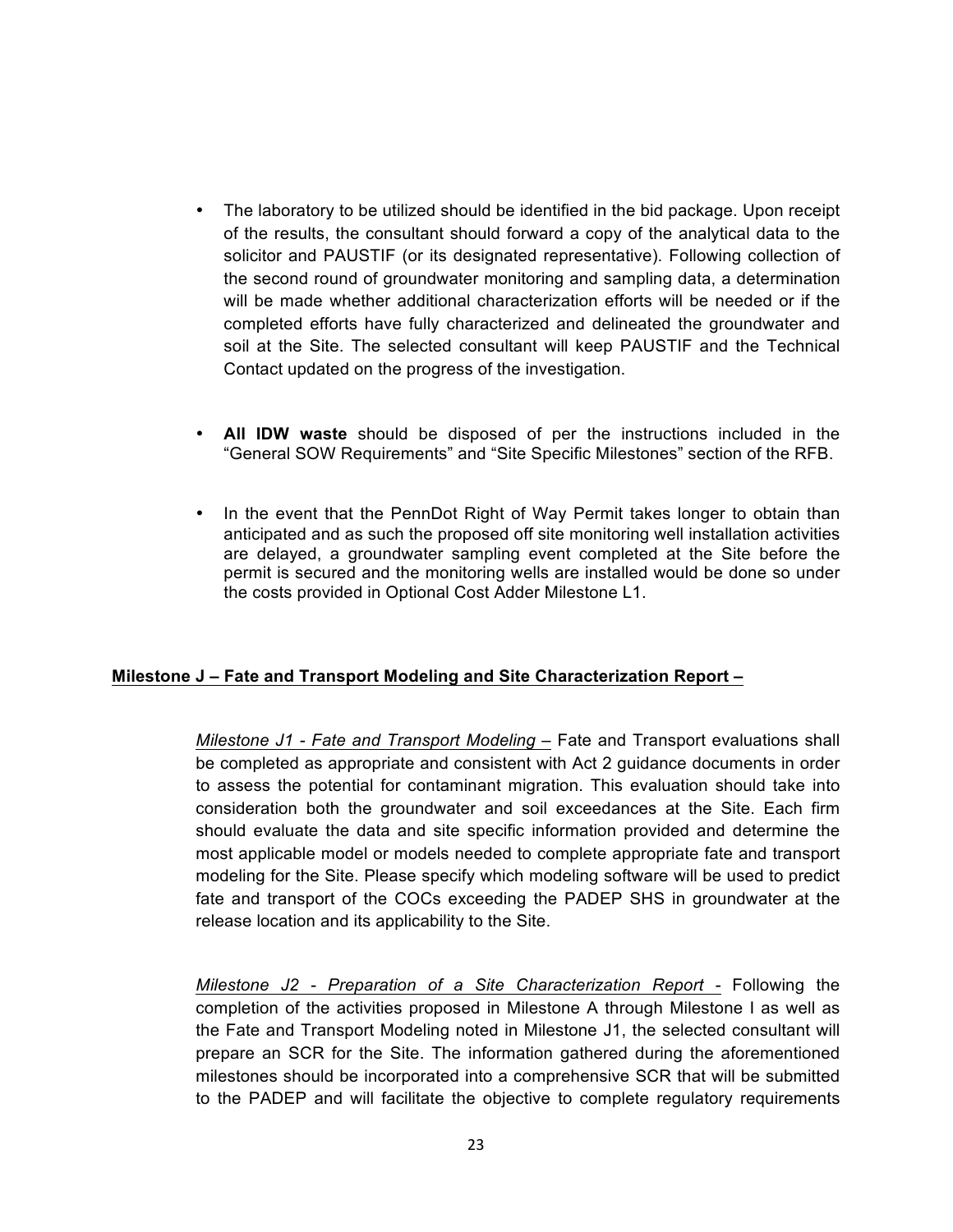- The laboratory to be utilized should be identified in the bid package. Upon receipt of the results, the consultant should forward a copy of the analytical data to the solicitor and PAUSTIF (or its designated representative). Following collection of the second round of groundwater monitoring and sampling data, a determination will be made whether additional characterization efforts will be needed or if the completed efforts have fully characterized and delineated the groundwater and soil at the Site. The selected consultant will keep PAUSTIF and the Technical Contact updated on the progress of the investigation.

- **All IDW waste** should be disposed of per the instructions included in the "General SOW Requirements" and "Site Specific Milestones" section of the RFB.

- In the event that the PennDot Right of Way Permit takes longer to obtain than anticipated and as such the proposed off site monitoring well installation activities are delayed, a groundwater sampling event completed at the Site before the permit is secured and the monitoring wells are installed would be done so under the costs provided in Optional Cost Adder Milestone L1.

**Milestone J – Fate and Transport Modeling and Site Characterization Report –**

*Milestone J1 - Fate and Transport Modeling* – Fate and Transport evaluations shall be completed as appropriate and consistent with Act 2 guidance documents in order to assess the potential for contaminant migration. This evaluation should take into consideration both the groundwater and soil exceedances at the Site. Each firm should evaluate the data and site specific information provided and determine the most applicable model or models needed to complete appropriate fate and transport modeling for the Site. Please specify which modeling software will be used to predict fate and transport of the COCs exceeding the PADEP SHS in groundwater at the release location and its applicability to the Site.

*Milestone J2 - Preparation of a Site Characterization Report* - Following the completion of the activities proposed in Milestone A through Milestone I as well as the Fate and Transport Modeling noted in Milestone J1, the selected consultant will prepare an SCR for the Site. The information gathered during the aforementioned milestones should be incorporated into a comprehensive SCR that will be submitted to the PADEP and will facilitate the objective to complete regulatory requirements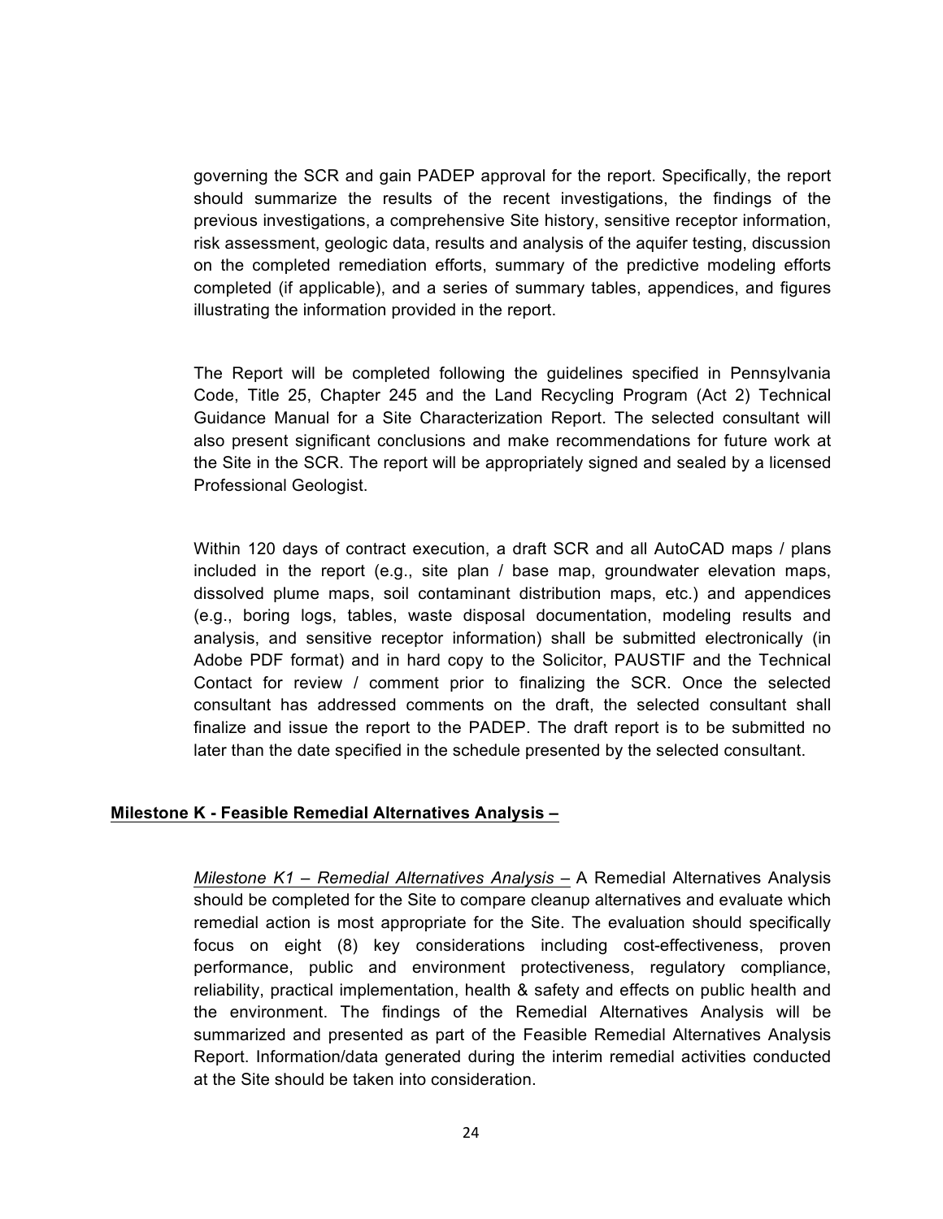governing the SCR and gain PADEP approval for the report. Specifically, the report should summarize the results of the recent investigations, the findings of the previous investigations, a comprehensive Site history, sensitive receptor information, risk assessment, geologic data, results and analysis of the aquifer testing, discussion on the completed remediation efforts, summary of the predictive modeling efforts completed (if applicable), and a series of summary tables, appendices, and figures illustrating the information provided in the report.

The Report will be completed following the guidelines specified in Pennsylvania Code, Title 25, Chapter 245 and the Land Recycling Program (Act 2) Technical Guidance Manual for a Site Characterization Report. The selected consultant will also present significant conclusions and make recommendations for future work at the Site in the SCR. The report will be appropriately signed and sealed by a licensed Professional Geologist.

Within 120 days of contract execution, a draft SCR and all AutoCAD maps / plans included in the report (e.g., site plan / base map, groundwater elevation maps, dissolved plume maps, soil contaminant distribution maps, etc.) and appendices (e.g., boring logs, tables, waste disposal documentation, modeling results and analysis, and sensitive receptor information) shall be submitted electronically (in Adobe PDF format) and in hard copy to the Solicitor, PAUSTIF and the Technical Contact for review / comment prior to finalizing the SCR. Once the selected consultant has addressed comments on the draft, the selected consultant shall finalize and issue the report to the PADEP. The draft report is to be submitted no later than the date specified in the schedule presented by the selected consultant.

**Milestone K - Feasible Remedial Alternatives Analysis –**

*Milestone K1 – Remedial Alternatives Analysis –* A Remedial Alternatives Analysis should be completed for the Site to compare cleanup alternatives and evaluate which remedial action is most appropriate for the Site. The evaluation should specifically focus on eight (8) key considerations including cost-effectiveness, proven performance, public and environment protectiveness, regulatory compliance, reliability, practical implementation, health & safety and effects on public health and the environment. The findings of the Remedial Alternatives Analysis will be summarized and presented as part of the Feasible Remedial Alternatives Analysis Report. Information/data generated during the interim remedial activities conducted at the Site should be taken into consideration.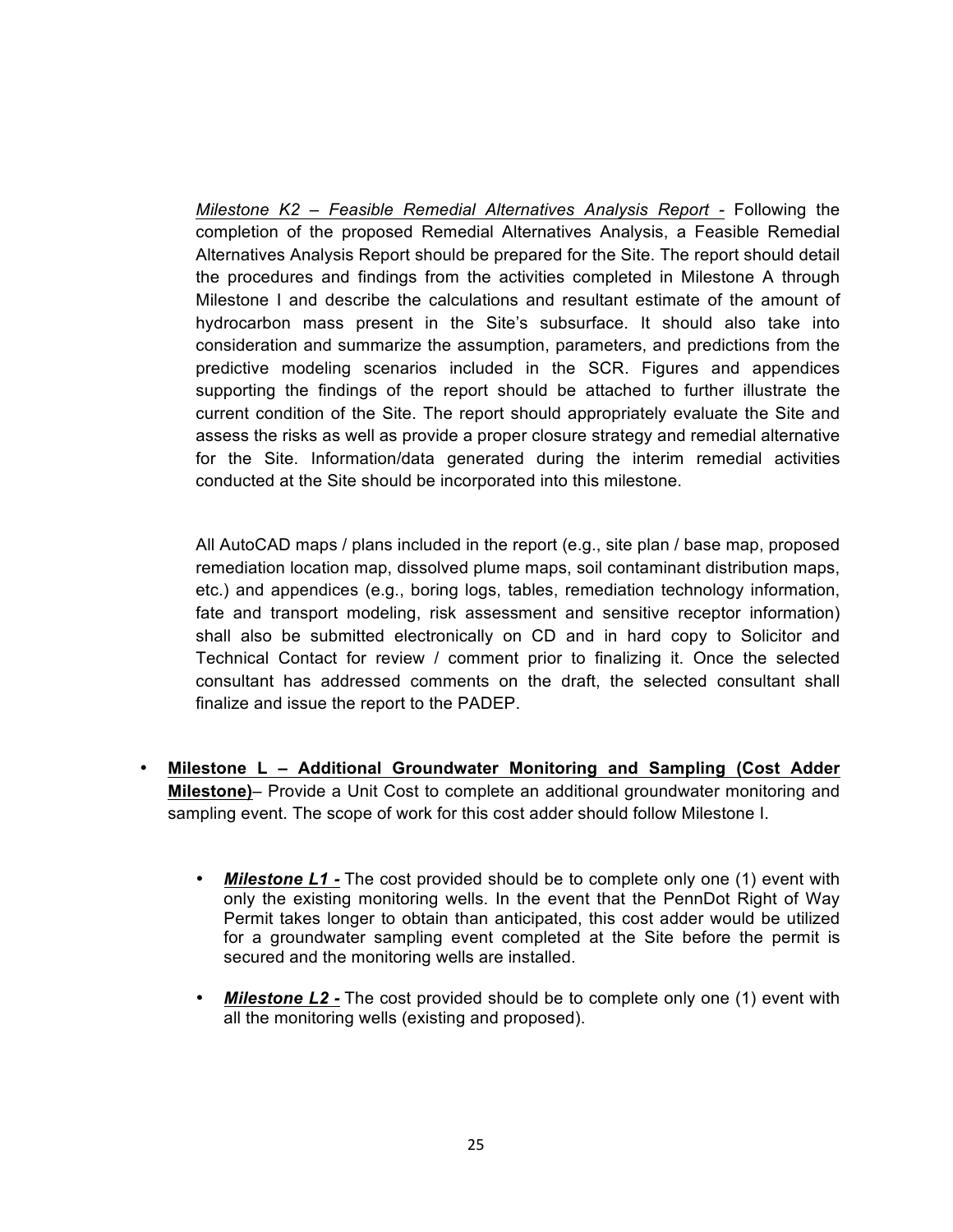*Milestone K2 – Feasible Remedial Alternatives Analysis Report -* Following the completion of the proposed Remedial Alternatives Analysis, a Feasible Remedial Alternatives Analysis Report should be prepared for the Site. The report should detail the procedures and findings from the activities completed in Milestone A through Milestone I and describe the calculations and resultant estimate of the amount of hydrocarbon mass present in the Site's subsurface. It should also take into consideration and summarize the assumption, parameters, and predictions from the predictive modeling scenarios included in the SCR. Figures and appendices supporting the findings of the report should be attached to further illustrate the current condition of the Site. The report should appropriately evaluate the Site and assess the risks as well as provide a proper closure strategy and remedial alternative for the Site. Information/data generated during the interim remedial activities conducted at the Site should be incorporated into this milestone.

All AutoCAD maps / plans included in the report (e.g., site plan / base map, proposed remediation location map, dissolved plume maps, soil contaminant distribution maps, etc.) and appendices (e.g., boring logs, tables, remediation technology information, fate and transport modeling, risk assessment and sensitive receptor information) shall also be submitted electronically on CD and in hard copy to Solicitor and Technical Contact for review / comment prior to finalizing it. Once the selected consultant has addressed comments on the draft, the selected consultant shall finalize and issue the report to the PADEP.

- **Milestone L – Additional Groundwater Monitoring and Sampling (Cost Adder Milestone)**– Provide a Unit Cost to complete an additional groundwater monitoring and sampling event. The scope of work for this cost adder should follow Milestone I.

    - ***Milestone L1 -*** The cost provided should be to complete only one (1) event with only the existing monitoring wells. In the event that the PennDot Right of Way Permit takes longer to obtain than anticipated, this cost adder would be utilized for a groundwater sampling event completed at the Site before the permit is secured and the monitoring wells are installed.

    - ***Milestone L2 -*** The cost provided should be to complete only one (1) event with all the monitoring wells (existing and proposed).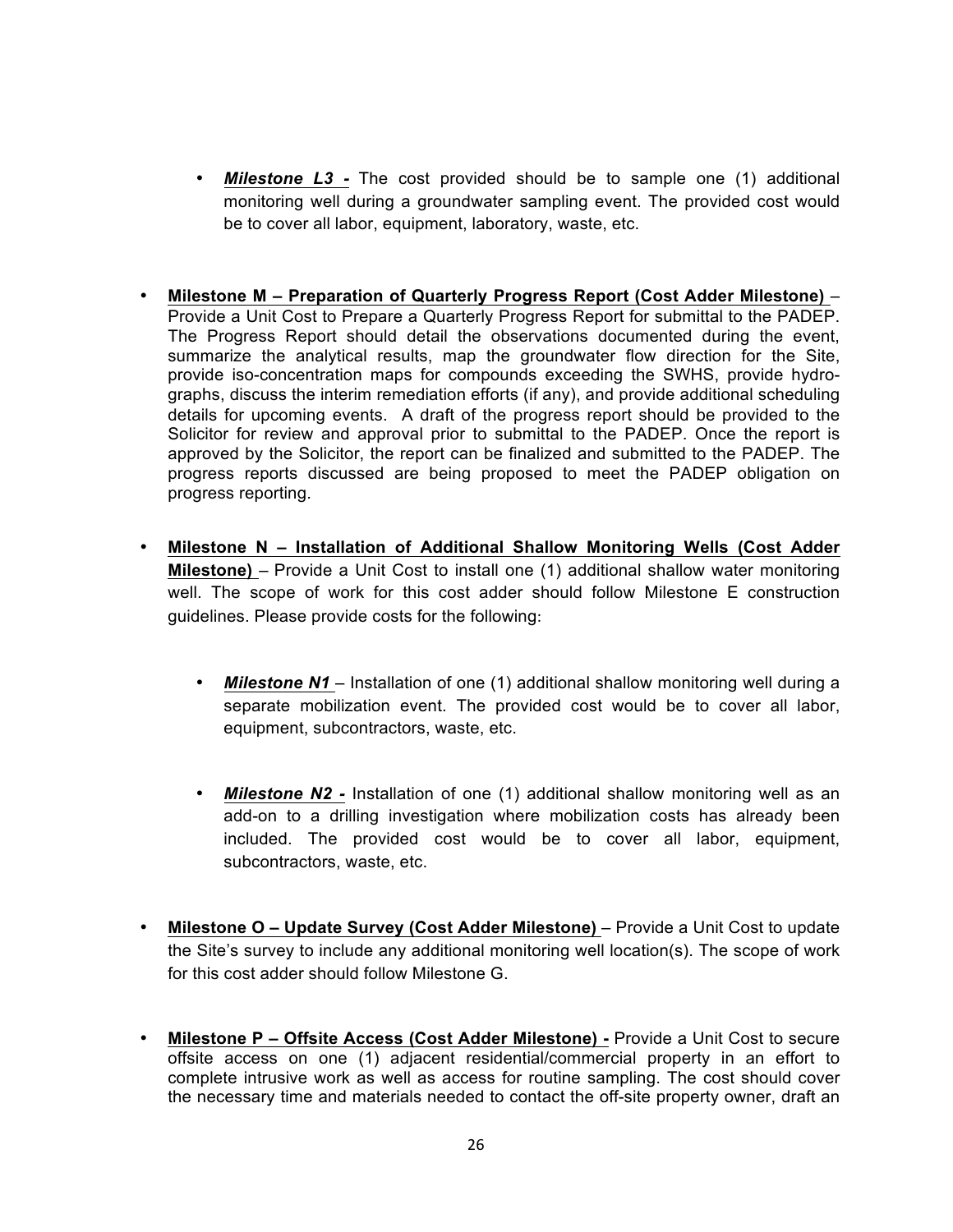- ***Milestone L3 -*** The cost provided should be to sample one (1) additional monitoring well during a groundwater sampling event. The provided cost would be to cover all labor, equipment, laboratory, waste, etc.

- **Milestone M – Preparation of Quarterly Progress Report (Cost Adder Milestone)** – Provide a Unit Cost to Prepare a Quarterly Progress Report for submittal to the PADEP. The Progress Report should detail the observations documented during the event, summarize the analytical results, map the groundwater flow direction for the Site, provide iso-concentration maps for compounds exceeding the SWHS, provide hydro-graphs, discuss the interim remediation efforts (if any), and provide additional scheduling details for upcoming events. A draft of the progress report should be provided to the Solicitor for review and approval prior to submittal to the PADEP. Once the report is approved by the Solicitor, the report can be finalized and submitted to the PADEP. The progress reports discussed are being proposed to meet the PADEP obligation on progress reporting.

- **Milestone N – Installation of Additional Shallow Monitoring Wells (Cost Adder Milestone)** – Provide a Unit Cost to install one (1) additional shallow water monitoring well. The scope of work for this cost adder should follow Milestone E construction guidelines. Please provide costs for the following:

  - ***Milestone N1*** – Installation of one (1) additional shallow monitoring well during a separate mobilization event. The provided cost would be to cover all labor, equipment, subcontractors, waste, etc.

  - ***Milestone N2 -*** Installation of one (1) additional shallow monitoring well as an add-on to a drilling investigation where mobilization costs has already been included. The provided cost would be to cover all labor, equipment, subcontractors, waste, etc.

- **Milestone O – Update Survey (Cost Adder Milestone)** – Provide a Unit Cost to update the Site's survey to include any additional monitoring well location(s). The scope of work for this cost adder should follow Milestone G.

- **Milestone P – Offsite Access (Cost Adder Milestone) -** Provide a Unit Cost to secure offsite access on one (1) adjacent residential/commercial property in an effort to complete intrusive work as well as access for routine sampling. The cost should cover the necessary time and materials needed to contact the off-site property owner, draft an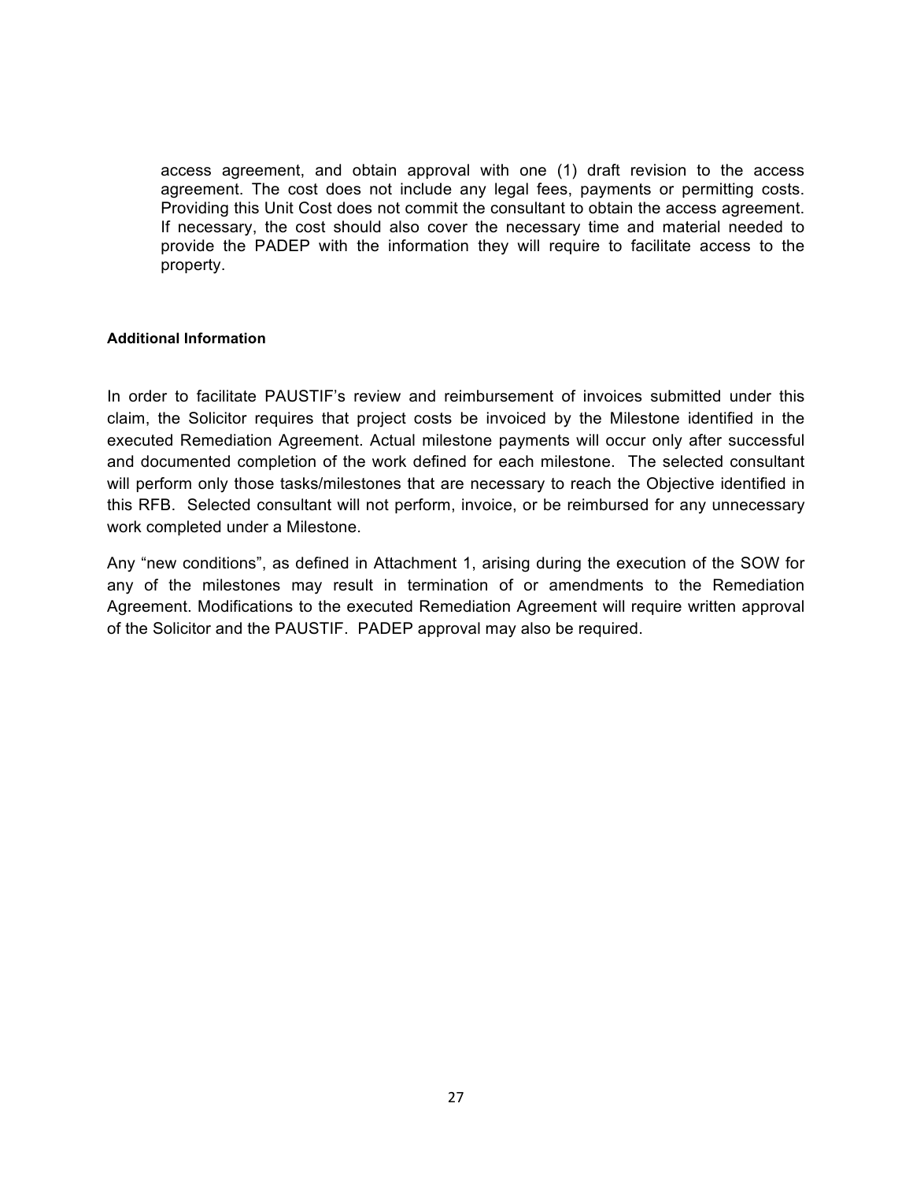access agreement, and obtain approval with one (1) draft revision to the access agreement. The cost does not include any legal fees, payments or permitting costs. Providing this Unit Cost does not commit the consultant to obtain the access agreement. If necessary, the cost should also cover the necessary time and material needed to provide the PADEP with the information they will require to facilitate access to the property.

**Additional Information**

In order to facilitate PAUSTIF's review and reimbursement of invoices submitted under this claim, the Solicitor requires that project costs be invoiced by the Milestone identified in the executed Remediation Agreement. Actual milestone payments will occur only after successful and documented completion of the work defined for each milestone. The selected consultant will perform only those tasks/milestones that are necessary to reach the Objective identified in this RFB. Selected consultant will not perform, invoice, or be reimbursed for any unnecessary work completed under a Milestone.

Any "new conditions", as defined in Attachment 1, arising during the execution of the SOW for any of the milestones may result in termination of or amendments to the Remediation Agreement. Modifications to the executed Remediation Agreement will require written approval of the Solicitor and the PAUSTIF. PADEP approval may also be required.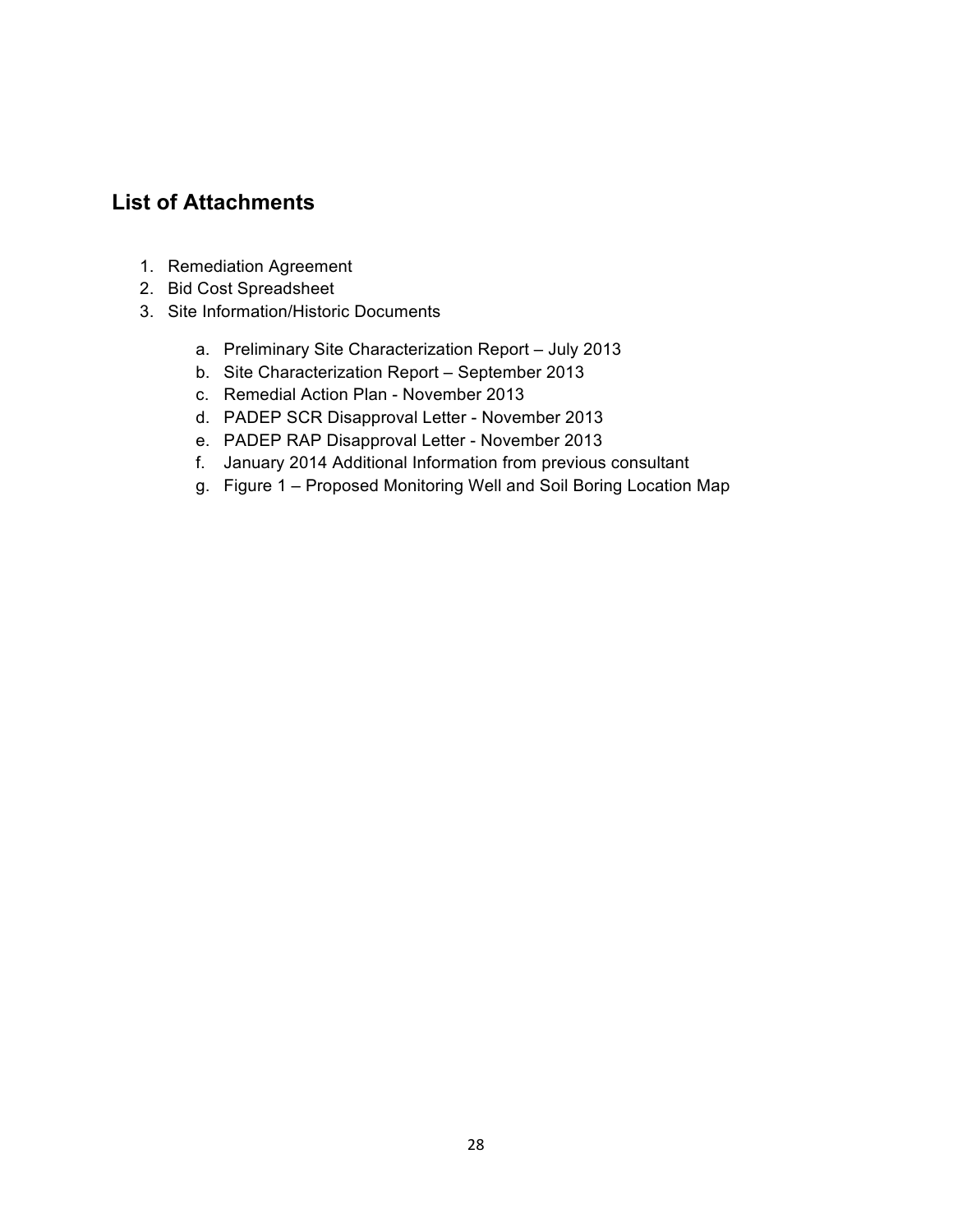## List of Attachments

1. Remediation Agreement
2. Bid Cost Spreadsheet
3. Site Information/Historic Documents

    a. Preliminary Site Characterization Report – July 2013
    b. Site Characterization Report – September 2013
    c. Remedial Action Plan - November 2013
    d. PADEP SCR Disapproval Letter - November 2013
    e. PADEP RAP Disapproval Letter - November 2013
    f. January 2014 Additional Information from previous consultant
    g. Figure 1 – Proposed Monitoring Well and Soil Boring Location Map